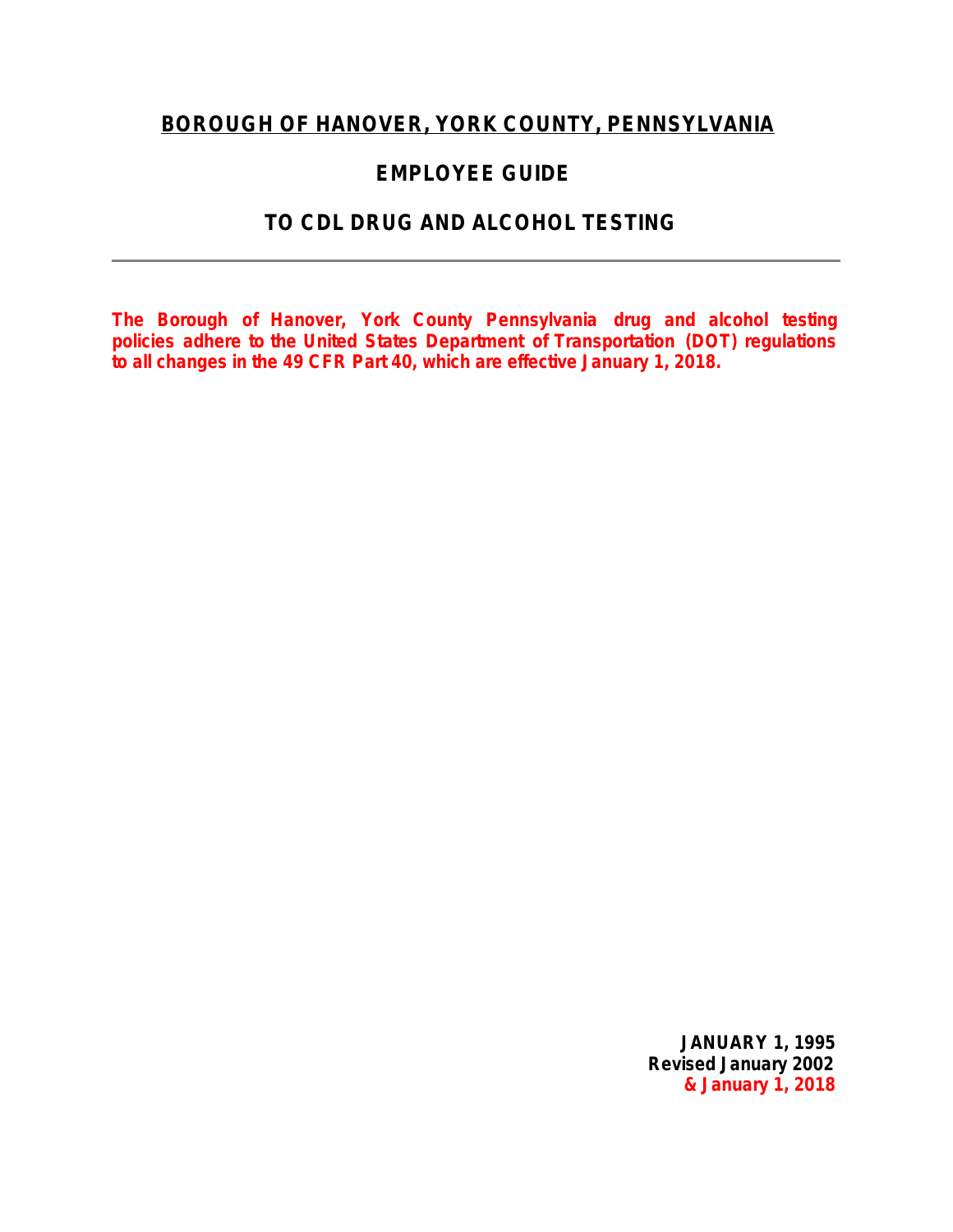# BOROUGH OF HANOVER, YORK COUNTY, PENNSYLVANIA

## EMPLOYEE GUIDE

## TO CDL DRUG AND ALCOHOL TESTING

---

**The Borough of Hanover, York County Pennsylvania drug and alcohol testing policies adhere to the United States Department of Transportation (DOT) regulations to all changes in the 49 CFR Part 40, which are effective January 1, 2018.**

**JANUARY 1, 1995**
**Revised January 2002**
**& January 1, 2018**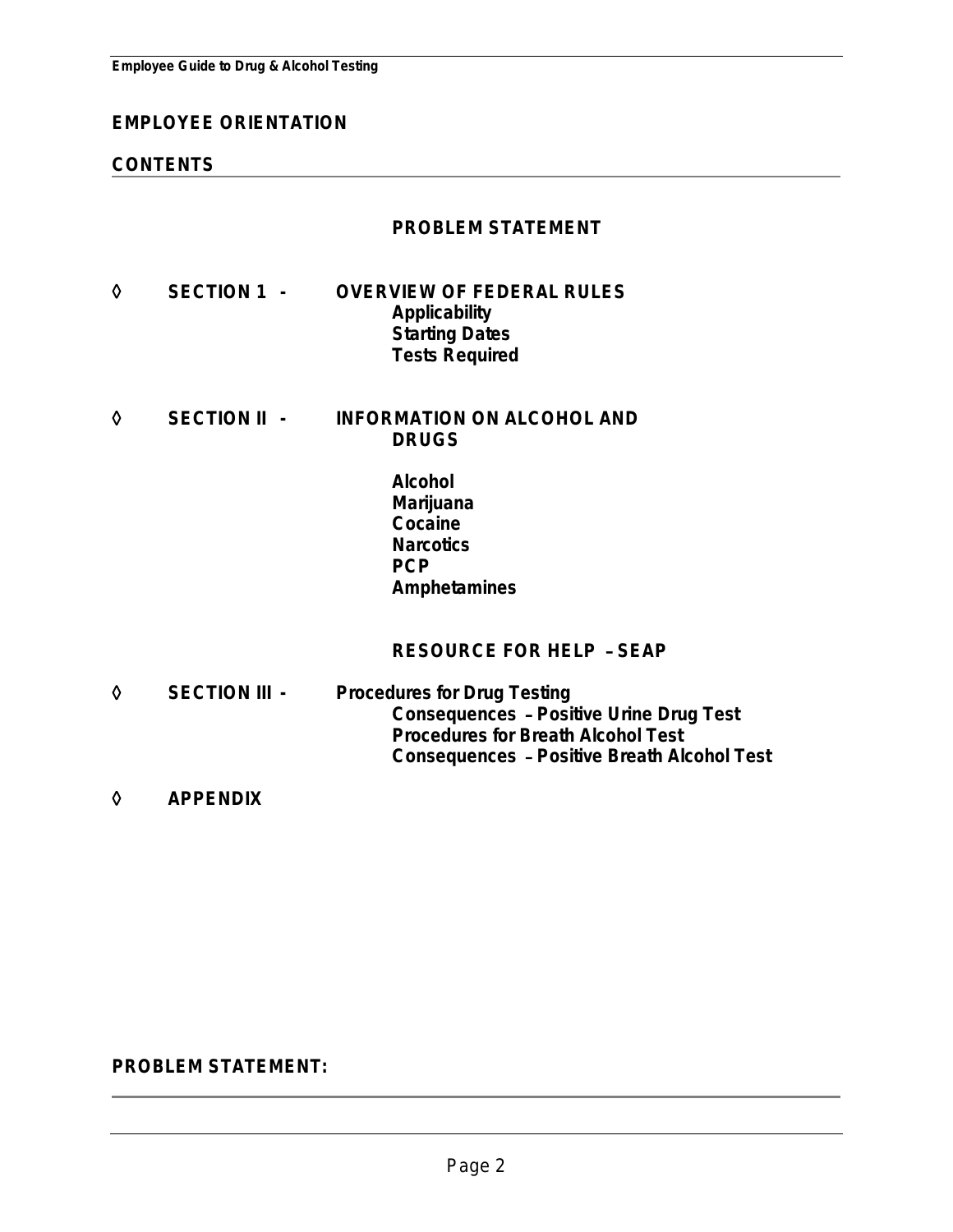## EMPLOYEE ORIENTATION

## CONTENTS

**PROBLEM STATEMENT**

◊ **SECTION 1 - OVERVIEW OF FEDERAL RULES**
- **Applicability**
- **Starting Dates**
- **Tests Required**

◊ **SECTION II - INFORMATION ON ALCOHOL AND DRUGS**
- **Alcohol**
- **Marijuana**
- **Cocaine**
- **Narcotics**
- **PCP**
- **Amphetamines**

**RESOURCE FOR HELP – SEAP**

◊ **SECTION III - Procedures for Drug Testing**
- **Consequences – Positive Urine Drug Test**
- **Procedures for Breath Alcohol Test**
- **Consequences – Positive Breath Alcohol Test**

◊ **APPENDIX**

## PROBLEM STATEMENT: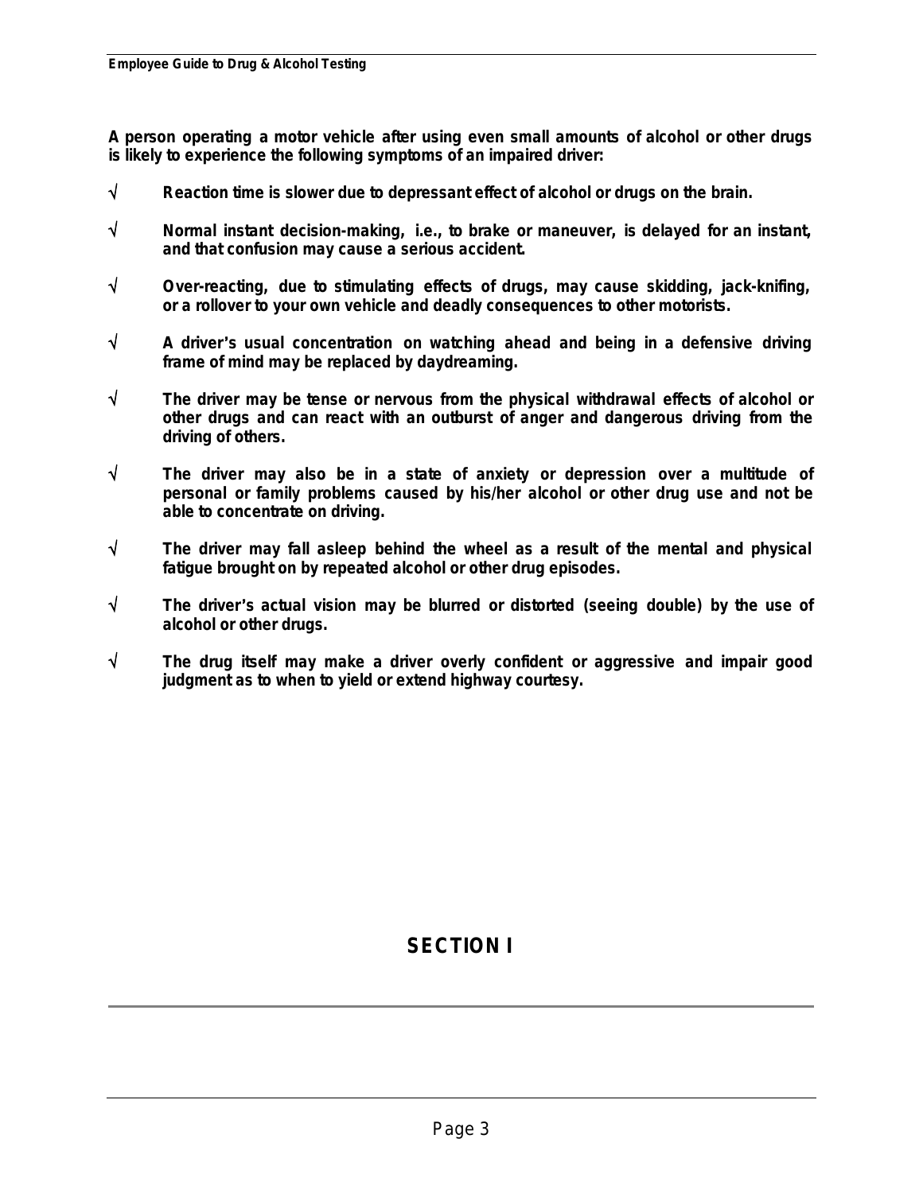**A person operating a motor vehicle after using even small amounts of alcohol or other drugs is likely to experience the following symptoms of an impaired driver:**

- √ **Reaction time is slower due to depressant effect of alcohol or drugs on the brain.**
- √ **Normal instant decision-making, i.e., to brake or maneuver, is delayed for an instant, and that confusion may cause a serious accident.**
- √ **Over-reacting, due to stimulating effects of drugs, may cause skidding, jack-knifing, or a rollover to your own vehicle and deadly consequences to other motorists.**
- √ **A driver's usual concentration on watching ahead and being in a defensive driving frame of mind may be replaced by daydreaming.**
- √ **The driver may be tense or nervous from the physical withdrawal effects of alcohol or other drugs and can react with an outburst of anger and dangerous driving from the driving of others.**
- √ **The driver may also be in a state of anxiety or depression over a multitude of personal or family problems caused by his/her alcohol or other drug use and not be able to concentrate on driving.**
- √ **The driver may fall asleep behind the wheel as a result of the mental and physical fatigue brought on by repeated alcohol or other drug episodes.**
- √ **The driver's actual vision may be blurred or distorted (seeing double) by the use of alcohol or other drugs.**
- √ **The drug itself may make a driver overly confident or aggressive and impair good judgment as to when to yield or extend highway courtesy.**

## SECTION I

---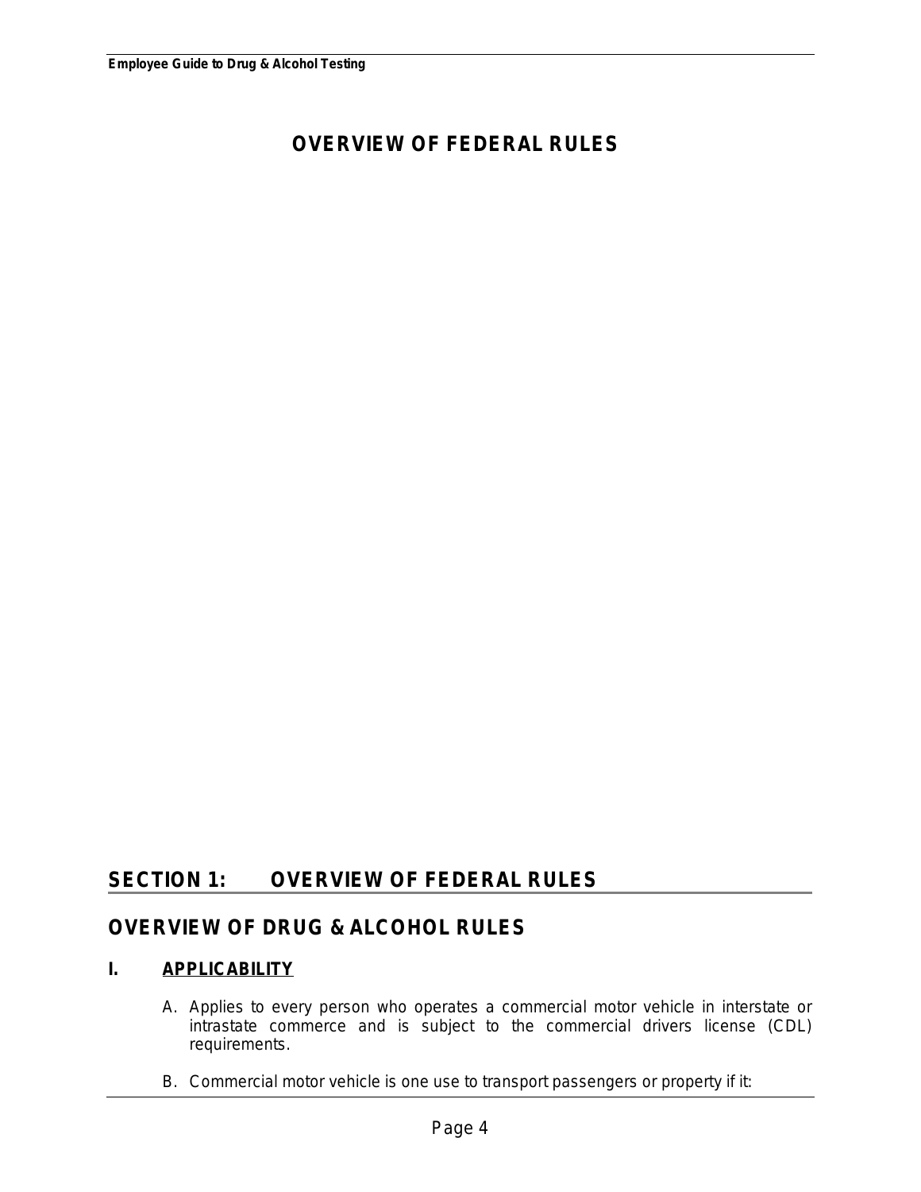# OVERVIEW OF FEDERAL RULES

## SECTION 1: OVERVIEW OF FEDERAL RULES

## OVERVIEW OF DRUG & ALCOHOL RULES

### I. APPLICABILITY

A. Applies to every person who operates a commercial motor vehicle in interstate or intrastate commerce and is subject to the commercial drivers license (CDL) requirements.

B. Commercial motor vehicle is one use to transport passengers or property if it: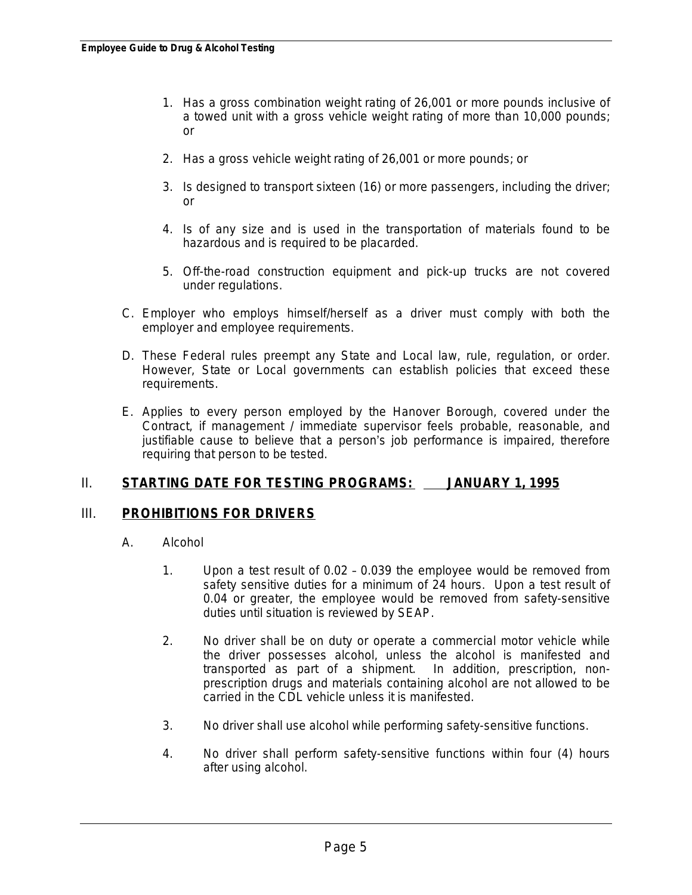1. Has a gross combination weight rating of 26,001 or more pounds inclusive of a towed unit with a gross vehicle weight rating of more than 10,000 pounds; or

2. Has a gross vehicle weight rating of 26,001 or more pounds; or

3. Is designed to transport sixteen (16) or more passengers, including the driver; or

4. Is of any size and is used in the transportation of materials found to be hazardous and is required to be placarded.

5. Off-the-road construction equipment and pick-up trucks are not covered under regulations.

C. Employer who employs himself/herself as a driver must comply with both the employer and employee requirements.

D. These Federal rules preempt any State and Local law, rule, regulation, or order. However, State or Local governments can establish policies that exceed these requirements.

E. Applies to every person employed by the Hanover Borough, covered under the Contract, if management / immediate supervisor feels probable, reasonable, and justifiable cause to believe that a person's job performance is impaired, therefore requiring that person to be tested.

## II. **STARTING DATE FOR TESTING PROGRAMS: JANUARY 1, 1995**

## III. **PROHIBITIONS FOR DRIVERS**

A. Alcohol

1. Upon a test result of 0.02 – 0.039 the employee would be removed from safety sensitive duties for a minimum of 24 hours. Upon a test result of 0.04 or greater, the employee would be removed from safety-sensitive duties until situation is reviewed by SEAP.

2. No driver shall be on duty or operate a commercial motor vehicle while the driver possesses alcohol, unless the alcohol is manifested and transported as part of a shipment. In addition, prescription, non-prescription drugs and materials containing alcohol are not allowed to be carried in the CDL vehicle unless it is manifested.

3. No driver shall use alcohol while performing safety-sensitive functions.

4. No driver shall perform safety-sensitive functions within four (4) hours after using alcohol.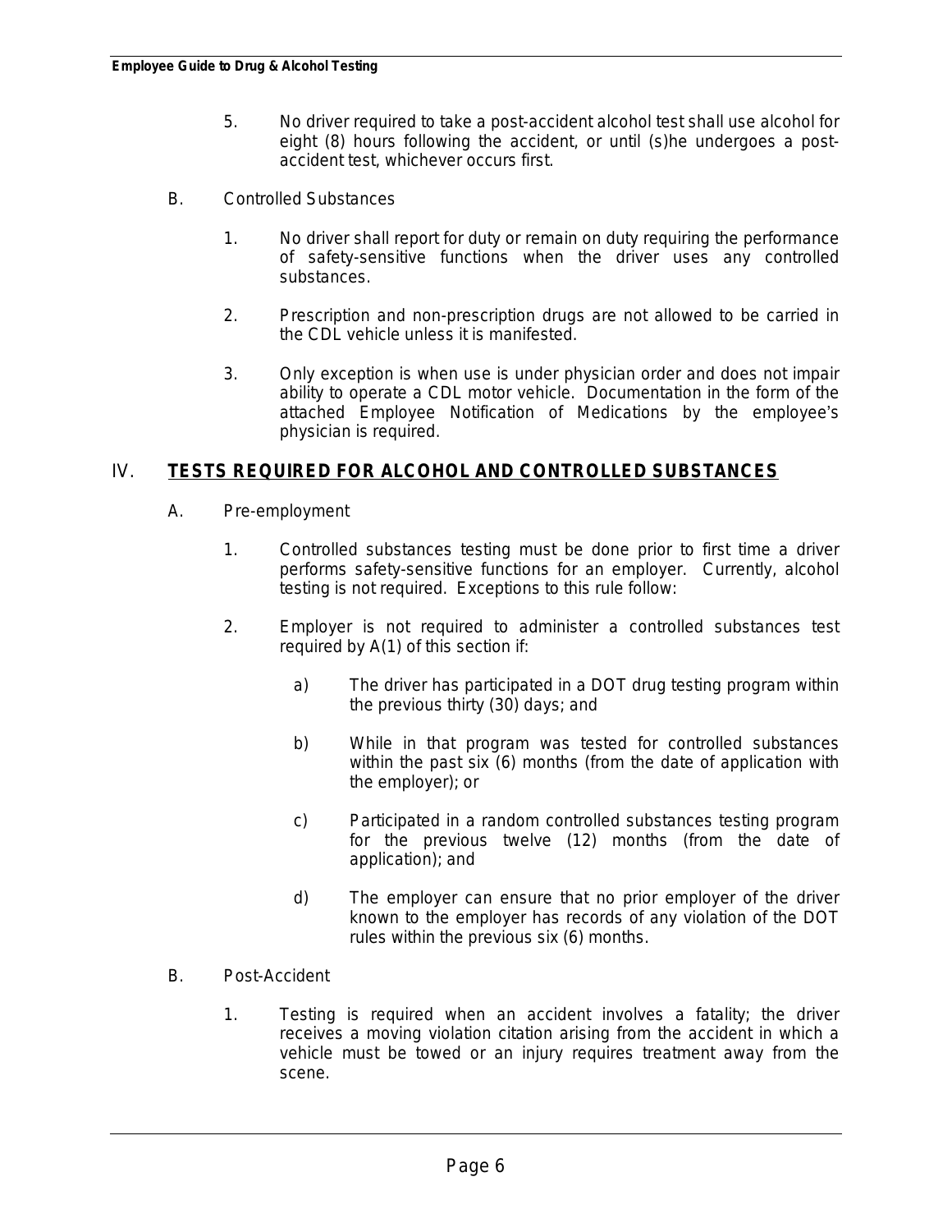5. No driver required to take a post-accident alcohol test shall use alcohol for eight (8) hours following the accident, or until (s)he undergoes a post-accident test, whichever occurs first.

B. Controlled Substances

1. No driver shall report for duty or remain on duty requiring the performance of safety-sensitive functions when the driver uses any controlled substances.

2. Prescription and non-prescription drugs are not allowed to be carried in the CDL vehicle unless it is manifested.

3. Only exception is when use is under physician order and does not impair ability to operate a CDL motor vehicle. Documentation in the form of the attached Employee Notification of Medications by the employee's physician is required.

## IV. TESTS REQUIRED FOR ALCOHOL AND CONTROLLED SUBSTANCES

A. Pre-employment

1. Controlled substances testing must be done prior to first time a driver performs safety-sensitive functions for an employer. Currently, alcohol testing is not required. Exceptions to this rule follow:

2. Employer is not required to administer a controlled substances test required by A(1) of this section if:

   a) The driver has participated in a DOT drug testing program within the previous thirty (30) days; and

   b) While in that program was tested for controlled substances within the past six (6) months (from the date of application with the employer); or

   c) Participated in a random controlled substances testing program for the previous twelve (12) months (from the date of application); and

   d) The employer can ensure that no prior employer of the driver known to the employer has records of any violation of the DOT rules within the previous six (6) months.

B. Post-Accident

1. Testing is required when an accident involves a fatality; the driver receives a moving violation citation arising from the accident in which a vehicle must be towed or an injury requires treatment away from the scene.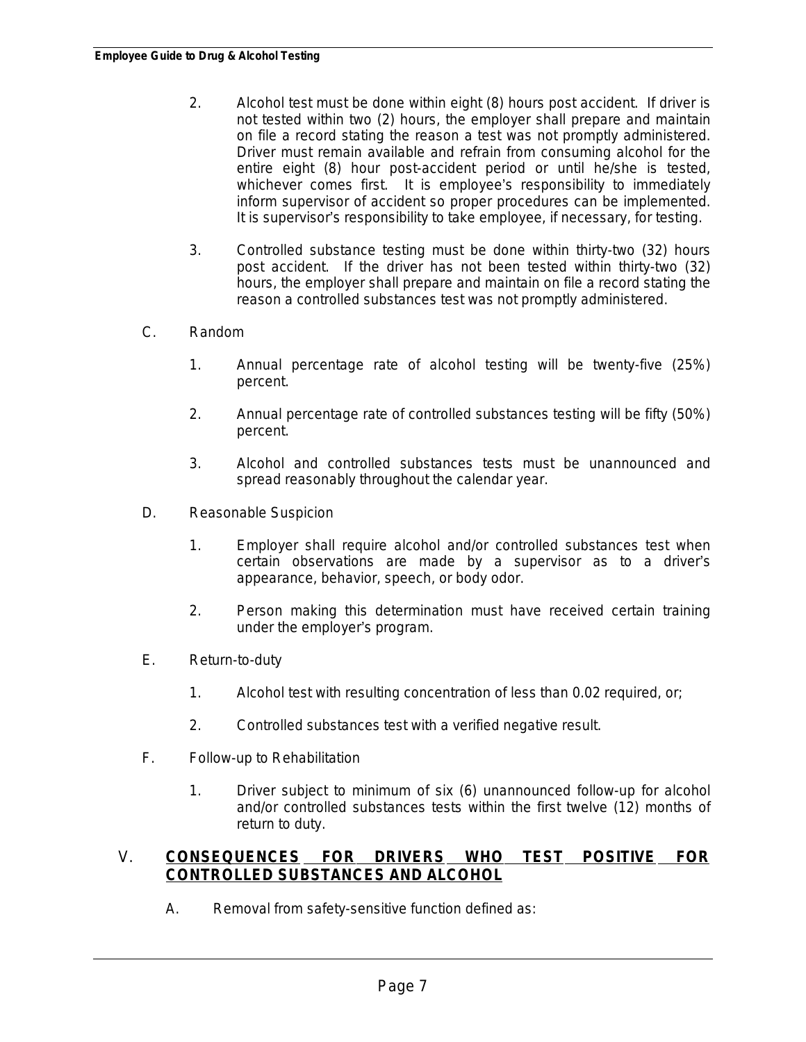2. Alcohol test must be done within eight (8) hours post accident. If driver is not tested within two (2) hours, the employer shall prepare and maintain on file a record stating the reason a test was not promptly administered. Driver must remain available and refrain from consuming alcohol for the entire eight (8) hour post-accident period or until he/she is tested, whichever comes first. It is employee's responsibility to immediately inform supervisor of accident so proper procedures can be implemented. It is supervisor's responsibility to take employee, if necessary, for testing.

3. Controlled substance testing must be done within thirty-two (32) hours post accident. If the driver has not been tested within thirty-two (32) hours, the employer shall prepare and maintain on file a record stating the reason a controlled substances test was not promptly administered.

C. Random

1. Annual percentage rate of alcohol testing will be twenty-five (25%) percent.

2. Annual percentage rate of controlled substances testing will be fifty (50%) percent.

3. Alcohol and controlled substances tests must be unannounced and spread reasonably throughout the calendar year.

D. Reasonable Suspicion

1. Employer shall require alcohol and/or controlled substances test when certain observations are made by a supervisor as to a driver's appearance, behavior, speech, or body odor.

2. Person making this determination must have received certain training under the employer's program.

E. Return-to-duty

1. Alcohol test with resulting concentration of less than 0.02 required, or;

2. Controlled substances test with a verified negative result.

F. Follow-up to Rehabilitation

1. Driver subject to minimum of six (6) unannounced follow-up for alcohol and/or controlled substances tests within the first twelve (12) months of return to duty.

## V. CONSEQUENCES FOR DRIVERS WHO TEST POSITIVE FOR CONTROLLED SUBSTANCES AND ALCOHOL

A. Removal from safety-sensitive function defined as: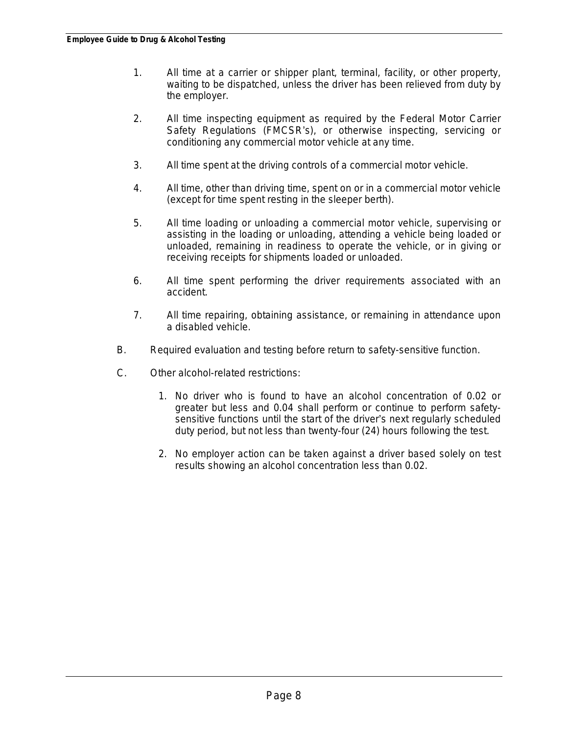1. All time at a carrier or shipper plant, terminal, facility, or other property, waiting to be dispatched, unless the driver has been relieved from duty by the employer.

2. All time inspecting equipment as required by the Federal Motor Carrier Safety Regulations (FMCSR's), or otherwise inspecting, servicing or conditioning any commercial motor vehicle at any time.

3. All time spent at the driving controls of a commercial motor vehicle.

4. All time, other than driving time, spent on or in a commercial motor vehicle (except for time spent resting in the sleeper berth).

5. All time loading or unloading a commercial motor vehicle, supervising or assisting in the loading or unloading, attending a vehicle being loaded or unloaded, remaining in readiness to operate the vehicle, or in giving or receiving receipts for shipments loaded or unloaded.

6. All time spent performing the driver requirements associated with an accident.

7. All time repairing, obtaining assistance, or remaining in attendance upon a disabled vehicle.

B. Required evaluation and testing before return to safety-sensitive function.

C. Other alcohol-related restrictions:

1. No driver who is found to have an alcohol concentration of 0.02 or greater but less and 0.04 shall perform or continue to perform safety-sensitive functions until the start of the driver's next regularly scheduled duty period, but not less than twenty-four (24) hours following the test.

2. No employer action can be taken against a driver based solely on test results showing an alcohol concentration less than 0.02.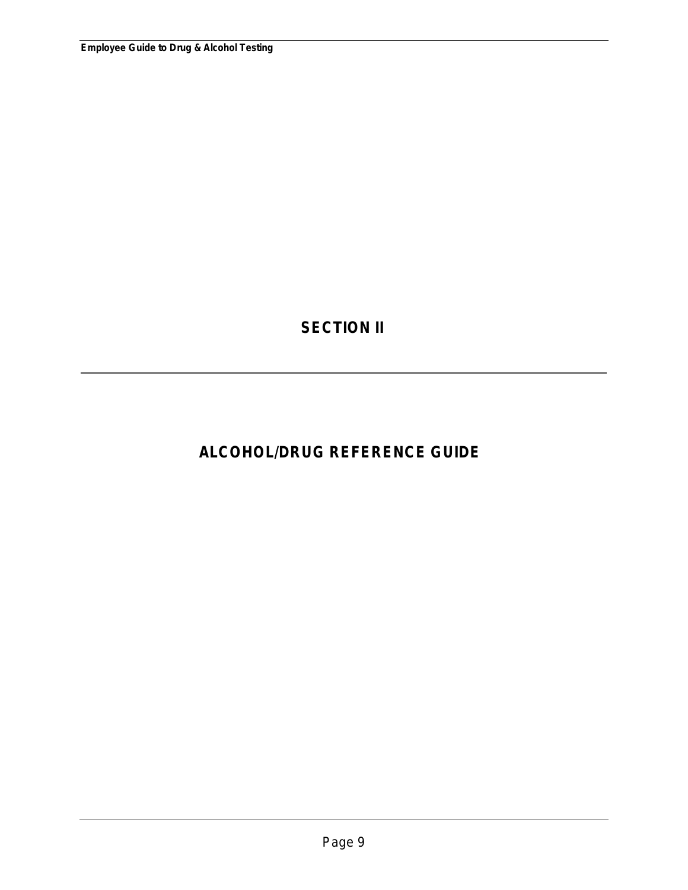# SECTION II

---

# ALCOHOL/DRUG REFERENCE GUIDE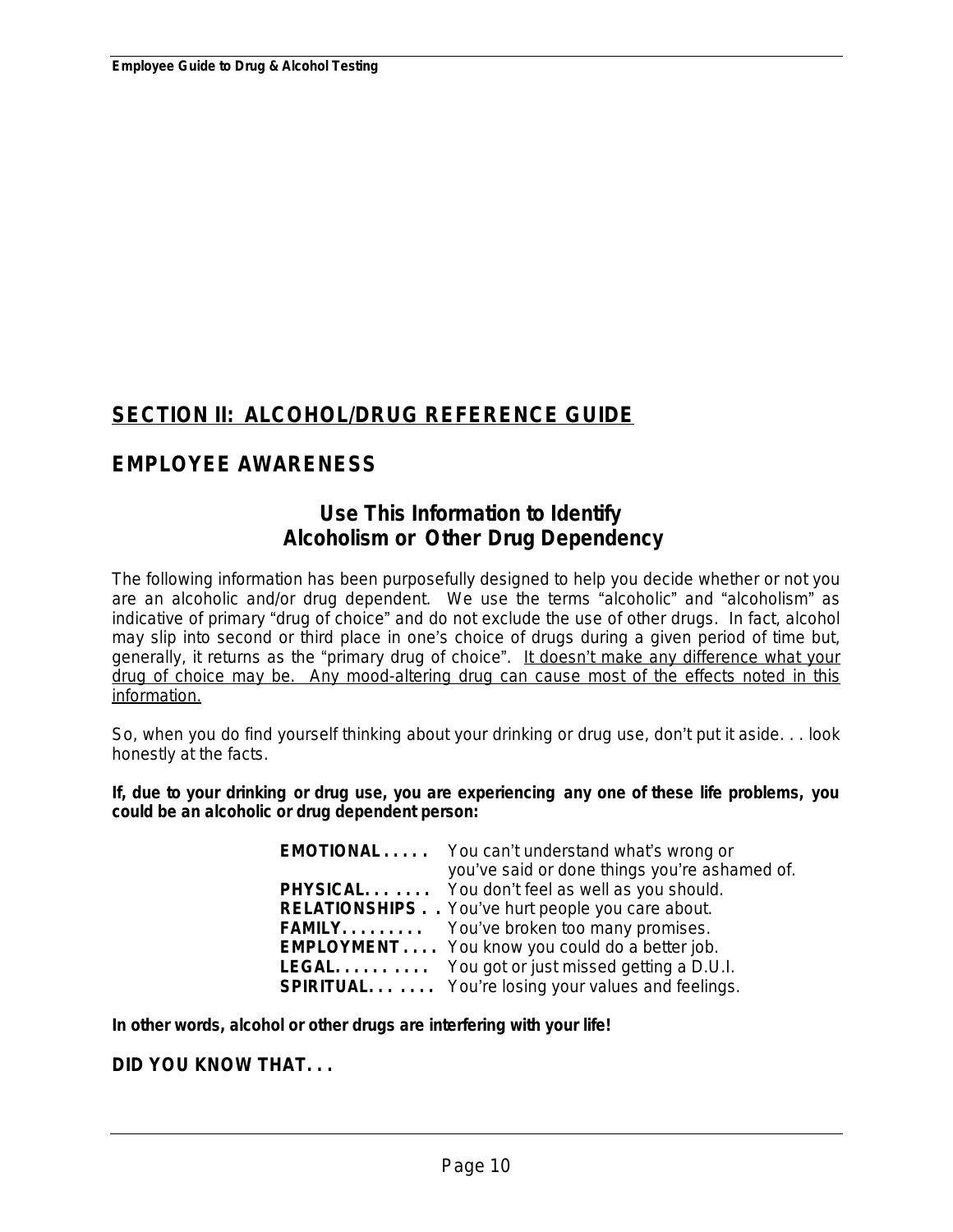## SECTION II: ALCOHOL/DRUG REFERENCE GUIDE

## EMPLOYEE AWARENESS

### Use This Information to Identify Alcoholism or Other Drug Dependency

The following information has been purposefully designed to help you decide whether or not you are an alcoholic and/or drug dependent. We use the terms "alcoholic" and "alcoholism" as indicative of primary "drug of choice" and do not exclude the use of other drugs. In fact, alcohol may slip into second or third place in one's choice of drugs during a given period of time but, generally, it returns as the "primary drug of choice". It doesn't make any difference what your drug of choice may be. Any mood-altering drug can cause most of the effects noted in this information.

So, when you do find yourself thinking about your drinking or drug use, don't put it aside. . . look honestly at the facts.

**If, due to your drinking or drug use, you are experiencing any one of these life problems, you could be an alcoholic or drug dependent person:**

**EMOTIONAL . . . . .** You can't understand what's wrong or you've said or done things you're ashamed of.
**PHYSICAL. . . . . . .** You don't feel as well as you should.
**RELATIONSHIPS . .** You've hurt people you care about.
**FAMILY. . . . . . . . .** You've broken too many promises.
**EMPLOYMENT . . . .** You know you could do a better job.
**LEGAL. . . . . . . . . .** You got or just missed getting a D.U.I.
**SPIRITUAL. . . . . . .** You're losing your values and feelings.

**In other words, alcohol or other drugs are interfering with your life!**

**DID YOU KNOW THAT. . .**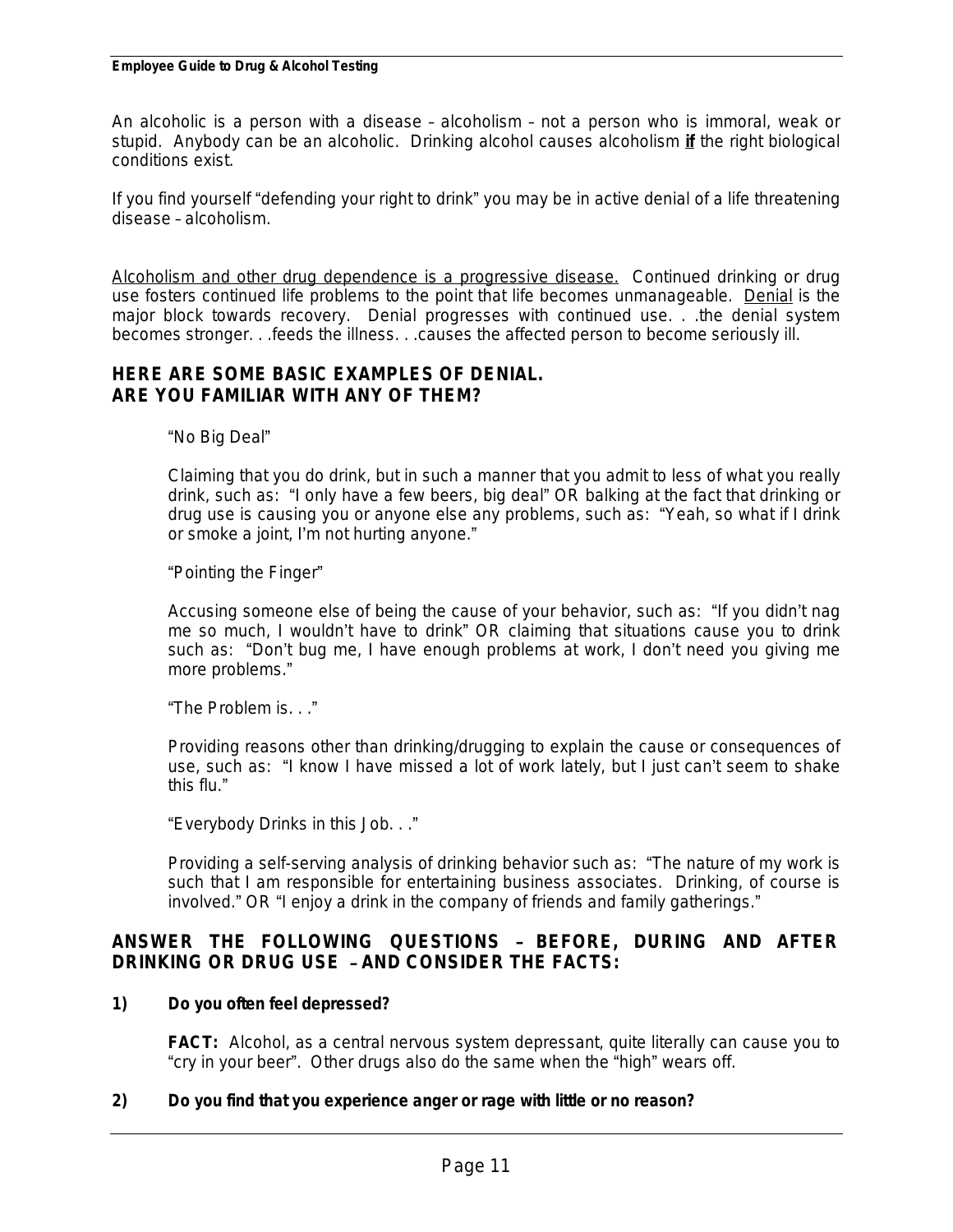An alcoholic is a person with a disease – alcoholism – not a person who is immoral, weak or stupid. Anybody can be an alcoholic. Drinking alcohol causes alcoholism **<u>if</u>** the right biological conditions exist.

If you find yourself "defending your right to drink" you may be in active denial of a life threatening disease – alcoholism.

<u>Alcoholism and other drug dependence is a progressive disease.</u> Continued drinking or drug use fosters continued life problems to the point that life becomes unmanageable. <u>Denial</u> is the major block towards recovery. Denial progresses with continued use. . .the denial system becomes stronger. . .feeds the illness. . .causes the affected person to become seriously ill.

## HERE ARE SOME BASIC EXAMPLES OF DENIAL. ARE YOU FAMILIAR WITH ANY OF THEM?

"No Big Deal"

Claiming that you do drink, but in such a manner that you admit to less of what you really drink, such as: "I only have a few beers, big deal" OR balking at the fact that drinking or drug use is causing you or anyone else any problems, such as: "Yeah, so what if I drink or smoke a joint, I'm not hurting anyone."

"Pointing the Finger"

Accusing someone else of being the cause of your behavior, such as: "If you didn't nag me so much, I wouldn't have to drink" OR claiming that situations cause you to drink such as: "Don't bug me, I have enough problems at work, I don't need you giving me more problems."

"The Problem is. . ."

Providing reasons other than drinking/drugging to explain the cause or consequences of use, such as: "I know I have missed a lot of work lately, but I just can't seem to shake this flu."

"Everybody Drinks in this Job. . ."

Providing a self-serving analysis of drinking behavior such as: "The nature of my work is such that I am responsible for entertaining business associates. Drinking, of course is involved." OR "I enjoy a drink in the company of friends and family gatherings."

## ANSWER THE FOLLOWING QUESTIONS – BEFORE, DURING AND AFTER DRINKING OR DRUG USE – AND CONSIDER THE FACTS:

**1) Do you often feel depressed?**

**FACT:** Alcohol, as a central nervous system depressant, quite literally can cause you to "cry in your beer". Other drugs also do the same when the "high" wears off.

**2) Do you find that you experience anger or rage with little or no reason?**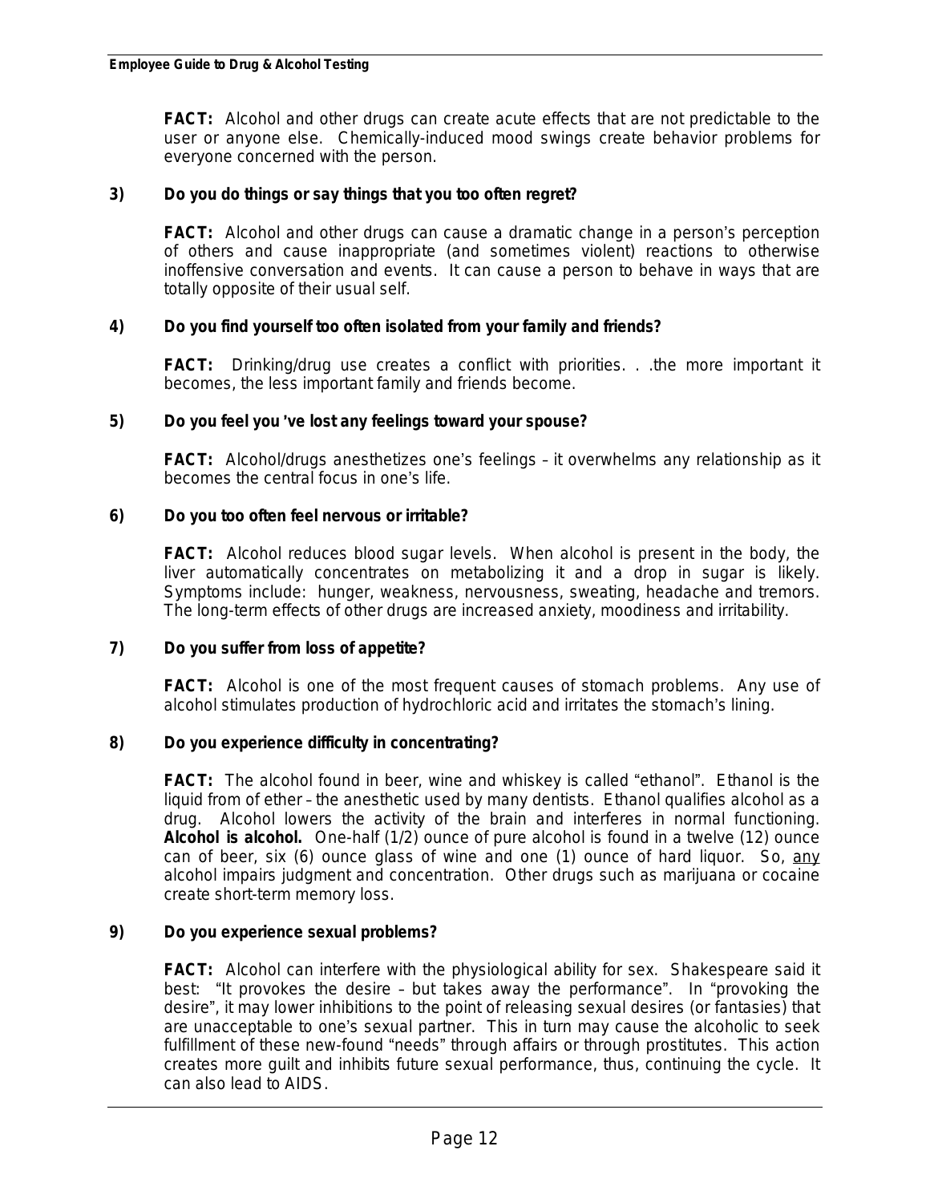**FACT:** Alcohol and other drugs can create acute effects that are not predictable to the user or anyone else. Chemically-induced mood swings create behavior problems for everyone concerned with the person.

**3) Do you do things or say things that you too often regret?**

**FACT:** Alcohol and other drugs can cause a dramatic change in a person's perception of others and cause inappropriate (and sometimes violent) reactions to otherwise inoffensive conversation and events. It can cause a person to behave in ways that are totally opposite of their usual self.

**4) Do you find yourself too often isolated from your family and friends?**

**FACT:** Drinking/drug use creates a conflict with priorities. . .the more important it becomes, the less important family and friends become.

**5) Do you feel you 've lost any feelings toward your spouse?**

**FACT:** Alcohol/drugs anesthetizes one's feelings – it overwhelms any relationship as it becomes the central focus in one's life.

**6) Do you too often feel nervous or irritable?**

**FACT:** Alcohol reduces blood sugar levels. When alcohol is present in the body, the liver automatically concentrates on metabolizing it and a drop in sugar is likely. Symptoms include: hunger, weakness, nervousness, sweating, headache and tremors. The long-term effects of other drugs are increased anxiety, moodiness and irritability.

**7) Do you suffer from loss of appetite?**

**FACT:** Alcohol is one of the most frequent causes of stomach problems. Any use of alcohol stimulates production of hydrochloric acid and irritates the stomach's lining.

**8) Do you experience difficulty in concentrating?**

**FACT:** The alcohol found in beer, wine and whiskey is called "ethanol". Ethanol is the liquid from of ether – the anesthetic used by many dentists. Ethanol qualifies alcohol as a drug. Alcohol lowers the activity of the brain and interferes in normal functioning. **Alcohol is alcohol.** One-half (1/2) ounce of pure alcohol is found in a twelve (12) ounce can of beer, six (6) ounce glass of wine and one (1) ounce of hard liquor. So, <u>any</u> alcohol impairs judgment and concentration. Other drugs such as marijuana or cocaine create short-term memory loss.

**9) Do you experience sexual problems?**

**FACT:** Alcohol can interfere with the physiological ability for sex. Shakespeare said it best: "It provokes the desire – but takes away the performance". In "provoking the desire", it may lower inhibitions to the point of releasing sexual desires (or fantasies) that are unacceptable to one's sexual partner. This in turn may cause the alcoholic to seek fulfillment of these new-found "needs" through affairs or through prostitutes. This action creates more guilt and inhibits future sexual performance, thus, continuing the cycle. It can also lead to AIDS.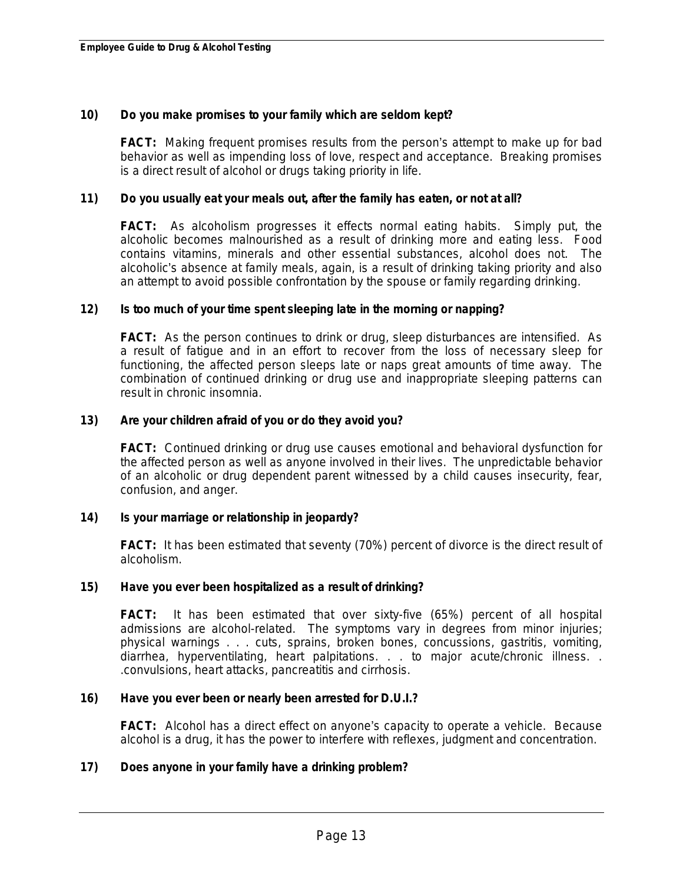**10) Do you make promises to your family which are seldom kept?**

**FACT:** Making frequent promises results from the person's attempt to make up for bad behavior as well as impending loss of love, respect and acceptance. Breaking promises is a direct result of alcohol or drugs taking priority in life.

**11) Do you usually eat your meals out, after the family has eaten, or not at all?**

**FACT:** As alcoholism progresses it effects normal eating habits. Simply put, the alcoholic becomes malnourished as a result of drinking more and eating less. Food contains vitamins, minerals and other essential substances, alcohol does not. The alcoholic's absence at family meals, again, is a result of drinking taking priority and also an attempt to avoid possible confrontation by the spouse or family regarding drinking.

**12) Is too much of your time spent sleeping late in the morning or napping?**

**FACT:** As the person continues to drink or drug, sleep disturbances are intensified. As a result of fatigue and in an effort to recover from the loss of necessary sleep for functioning, the affected person sleeps late or naps great amounts of time away. The combination of continued drinking or drug use and inappropriate sleeping patterns can result in chronic insomnia.

**13) Are your children afraid of you or do they avoid you?**

**FACT:** Continued drinking or drug use causes emotional and behavioral dysfunction for the affected person as well as anyone involved in their lives. The unpredictable behavior of an alcoholic or drug dependent parent witnessed by a child causes insecurity, fear, confusion, and anger.

**14) Is your marriage or relationship in jeopardy?**

**FACT:** It has been estimated that seventy (70%) percent of divorce is the direct result of alcoholism.

**15) Have you ever been hospitalized as a result of drinking?**

**FACT:** It has been estimated that over sixty-five (65%) percent of all hospital admissions are alcohol-related. The symptoms vary in degrees from minor injuries; physical warnings . . . cuts, sprains, broken bones, concussions, gastritis, vomiting, diarrhea, hyperventilating, heart palpitations. . . to major acute/chronic illness. . .convulsions, heart attacks, pancreatitis and cirrhosis.

**16) Have you ever been or nearly been arrested for D.U.I.?**

**FACT:** Alcohol has a direct effect on anyone's capacity to operate a vehicle. Because alcohol is a drug, it has the power to interfere with reflexes, judgment and concentration.

**17) Does anyone in your family have a drinking problem?**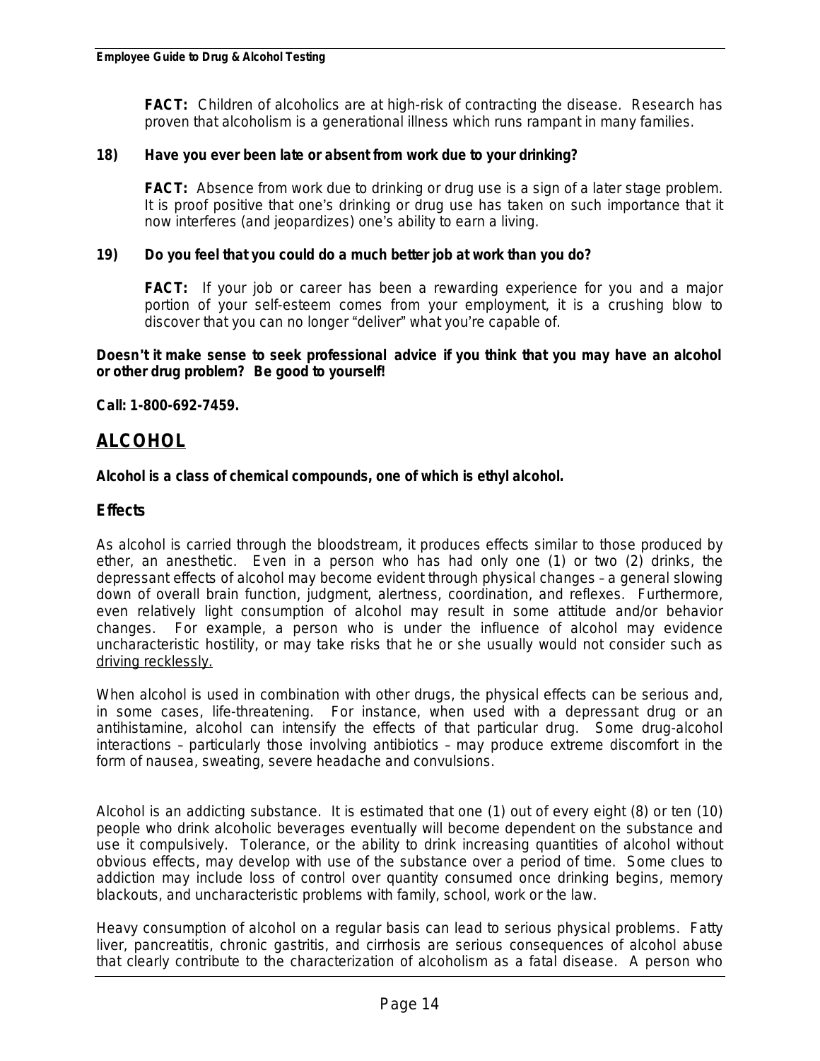**FACT:** Children of alcoholics are at high-risk of contracting the disease. Research has proven that alcoholism is a generational illness which runs rampant in many families.

**18) Have you ever been late or absent from work due to your drinking?**

**FACT:** Absence from work due to drinking or drug use is a sign of a later stage problem. It is proof positive that one's drinking or drug use has taken on such importance that it now interferes (and jeopardizes) one's ability to earn a living.

**19) Do you feel that you could do a much better job at work than you do?**

**FACT:** If your job or career has been a rewarding experience for you and a major portion of your self-esteem comes from your employment, it is a crushing blow to discover that you can no longer "deliver" what you're capable of.

**Doesn't it make sense to seek professional advice if you think that you may have an alcohol or other drug problem? Be good to yourself!**

**Call: 1-800-692-7459.**

## ALCOHOL

**Alcohol is a class of chemical compounds, one of which is ethyl alcohol.**

### Effects

As alcohol is carried through the bloodstream, it produces effects similar to those produced by ether, an anesthetic. Even in a person who has had only one (1) or two (2) drinks, the depressant effects of alcohol may become evident through physical changes – a general slowing down of overall brain function, judgment, alertness, coordination, and reflexes. Furthermore, even relatively light consumption of alcohol may result in some attitude and/or behavior changes. For example, a person who is under the influence of alcohol may evidence uncharacteristic hostility, or may take risks that he or she usually would not consider such as driving recklessly.

When alcohol is used in combination with other drugs, the physical effects can be serious and, in some cases, life-threatening. For instance, when used with a depressant drug or an antihistamine, alcohol can intensify the effects of that particular drug. Some drug-alcohol interactions – particularly those involving antibiotics – may produce extreme discomfort in the form of nausea, sweating, severe headache and convulsions.

Alcohol is an addicting substance. It is estimated that one (1) out of every eight (8) or ten (10) people who drink alcoholic beverages eventually will become dependent on the substance and use it compulsively. Tolerance, or the ability to drink increasing quantities of alcohol without obvious effects, may develop with use of the substance over a period of time. Some clues to addiction may include loss of control over quantity consumed once drinking begins, memory blackouts, and uncharacteristic problems with family, school, work or the law.

Heavy consumption of alcohol on a regular basis can lead to serious physical problems. Fatty liver, pancreatitis, chronic gastritis, and cirrhosis are serious consequences of alcohol abuse that clearly contribute to the characterization of alcoholism as a fatal disease. A person who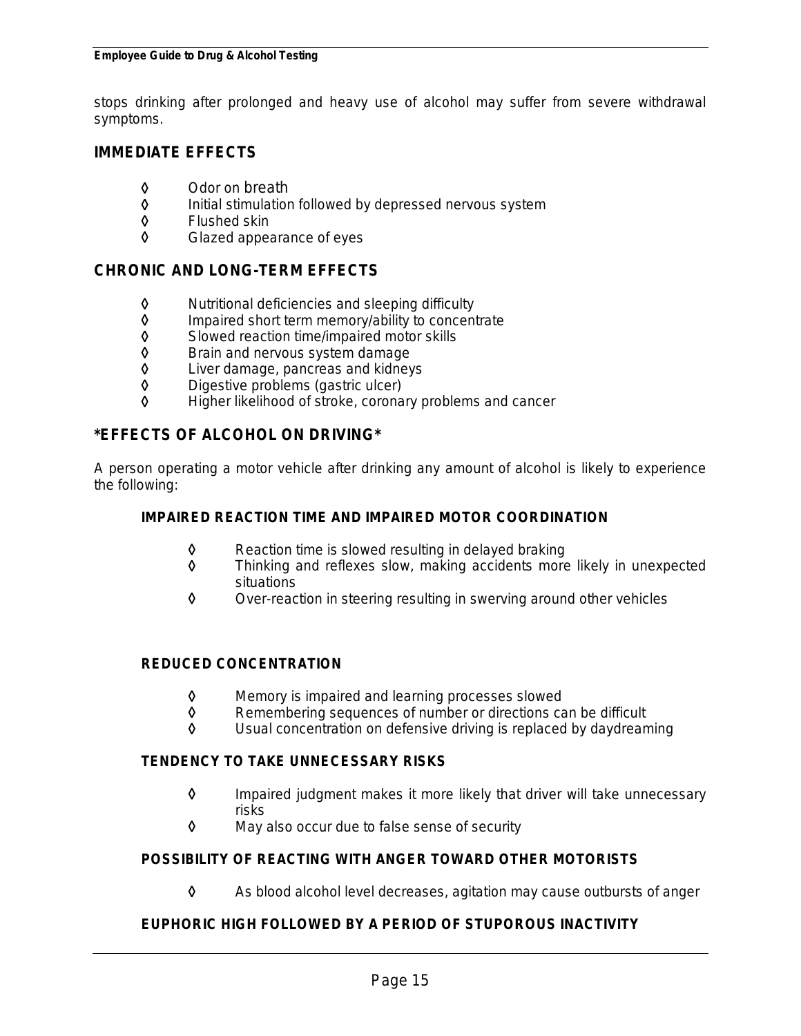stops drinking after prolonged and heavy use of alcohol may suffer from severe withdrawal symptoms.

## IMMEDIATE EFFECTS

- Odor on breath
- Initial stimulation followed by depressed nervous system
- Flushed skin
- Glazed appearance of eyes

## CHRONIC AND LONG-TERM EFFECTS

- Nutritional deficiencies and sleeping difficulty
- Impaired short term memory/ability to concentrate
- Slowed reaction time/impaired motor skills
- Brain and nervous system damage
- Liver damage, pancreas and kidneys
- Digestive problems (gastric ulcer)
- Higher likelihood of stroke, coronary problems and cancer

## *EFFECTS OF ALCOHOL ON DRIVING*

A person operating a motor vehicle after drinking any amount of alcohol is likely to experience the following:

### IMPAIRED REACTION TIME AND IMPAIRED MOTOR COORDINATION

- Reaction time is slowed resulting in delayed braking
- Thinking and reflexes slow, making accidents more likely in unexpected situations
- Over-reaction in steering resulting in swerving around other vehicles

### REDUCED CONCENTRATION

- Memory is impaired and learning processes slowed
- Remembering sequences of number or directions can be difficult
- Usual concentration on defensive driving is replaced by daydreaming

### TENDENCY TO TAKE UNNECESSARY RISKS

- Impaired judgment makes it more likely that driver will take unnecessary risks
- May also occur due to false sense of security

### POSSIBILITY OF REACTING WITH ANGER TOWARD OTHER MOTORISTS

- As blood alcohol level decreases, agitation may cause outbursts of anger

### EUPHORIC HIGH FOLLOWED BY A PERIOD OF STUPOROUS INACTIVITY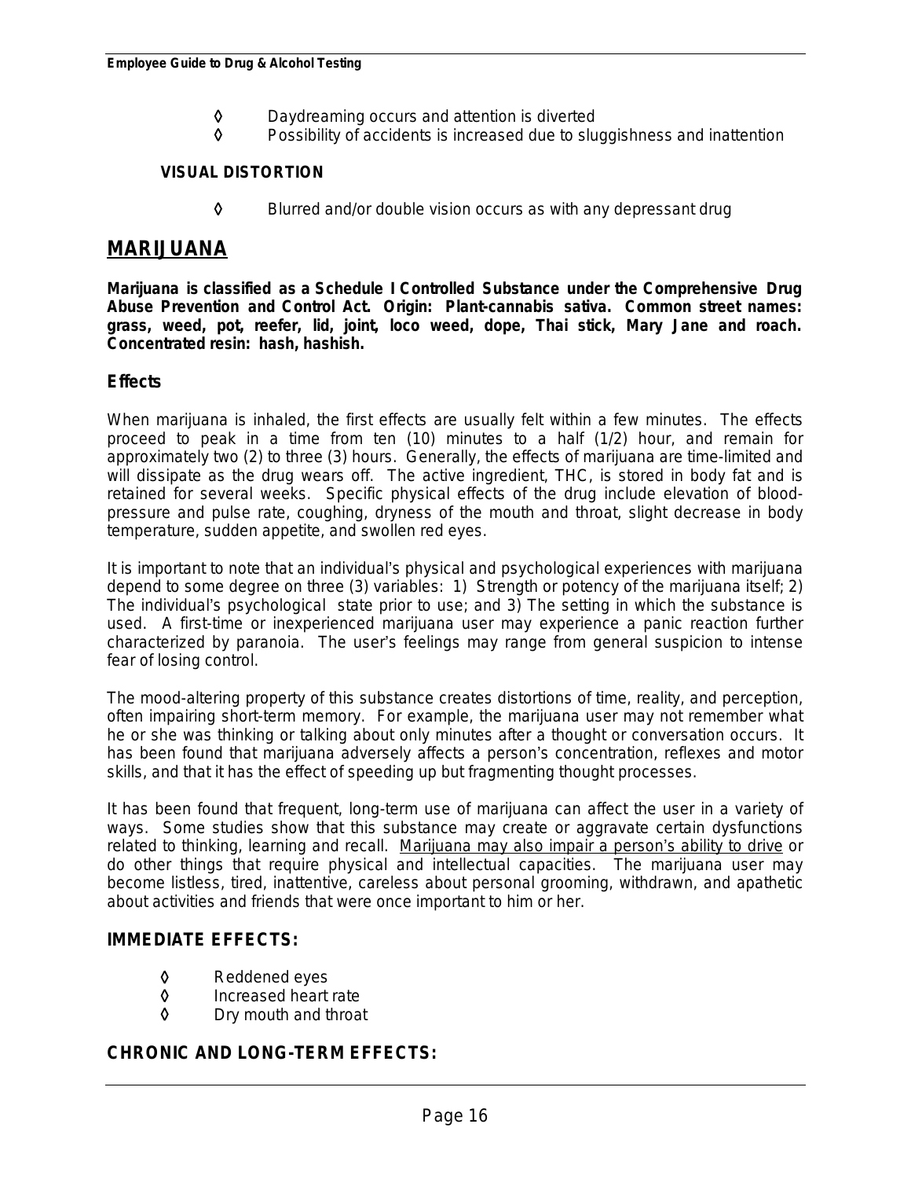- Daydreaming occurs and attention is diverted
- Possibility of accidents is increased due to sluggishness and inattention

**VISUAL DISTORTION**

- Blurred and/or double vision occurs as with any depressant drug

## MARIJUANA

**Marijuana is classified as a Schedule I Controlled Substance under the Comprehensive Drug Abuse Prevention and Control Act. Origin: Plant-cannabis sativa. Common street names: grass, weed, pot, reefer, lid, joint, loco weed, dope, Thai stick, Mary Jane and roach. Concentrated resin: hash, hashish.**

### Effects

When marijuana is inhaled, the first effects are usually felt within a few minutes. The effects proceed to peak in a time from ten (10) minutes to a half (1/2) hour, and remain for approximately two (2) to three (3) hours. Generally, the effects of marijuana are time-limited and will dissipate as the drug wears off. The active ingredient, THC, is stored in body fat and is retained for several weeks. Specific physical effects of the drug include elevation of blood-pressure and pulse rate, coughing, dryness of the mouth and throat, slight decrease in body temperature, sudden appetite, and swollen red eyes.

It is important to note that an individual's physical and psychological experiences with marijuana depend to some degree on three (3) variables: 1) Strength or potency of the marijuana itself; 2) The individual's psychological state prior to use; and 3) The setting in which the substance is used. A first-time or inexperienced marijuana user may experience a panic reaction further characterized by paranoia. The user's feelings may range from general suspicion to intense fear of losing control.

The mood-altering property of this substance creates distortions of time, reality, and perception, often impairing short-term memory. For example, the marijuana user may not remember what he or she was thinking or talking about only minutes after a thought or conversation occurs. It has been found that marijuana adversely affects a person's concentration, reflexes and motor skills, and that it has the effect of speeding up but fragmenting thought processes.

It has been found that frequent, long-term use of marijuana can affect the user in a variety of ways. Some studies show that this substance may create or aggravate certain dysfunctions related to thinking, learning and recall. Marijuana may also impair a person's ability to drive or do other things that require physical and intellectual capacities. The marijuana user may become listless, tired, inattentive, careless about personal grooming, withdrawn, and apathetic about activities and friends that were once important to him or her.

### IMMEDIATE EFFECTS:

- Reddened eyes
- Increased heart rate
- Dry mouth and throat

### CHRONIC AND LONG-TERM EFFECTS: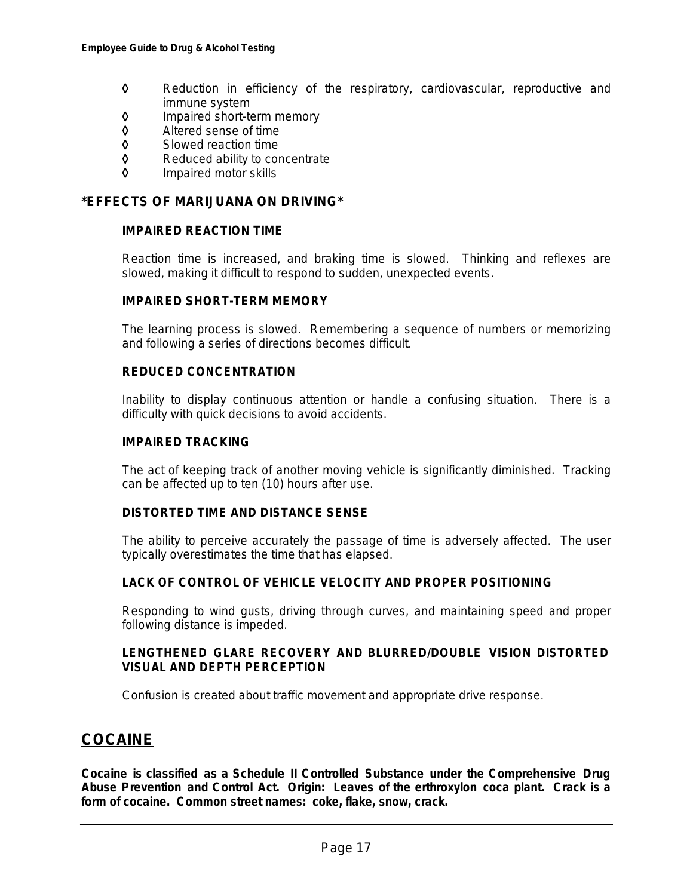- Reduction in efficiency of the respiratory, cardiovascular, reproductive and immune system
- Impaired short-term memory
- Altered sense of time
- Slowed reaction time
- Reduced ability to concentrate
- Impaired motor skills

## *EFFECTS OF MARIJUANA ON DRIVING*

### IMPAIRED REACTION TIME

Reaction time is increased, and braking time is slowed. Thinking and reflexes are slowed, making it difficult to respond to sudden, unexpected events.

### IMPAIRED SHORT-TERM MEMORY

The learning process is slowed. Remembering a sequence of numbers or memorizing and following a series of directions becomes difficult.

### REDUCED CONCENTRATION

Inability to display continuous attention or handle a confusing situation. There is a difficulty with quick decisions to avoid accidents.

### IMPAIRED TRACKING

The act of keeping track of another moving vehicle is significantly diminished. Tracking can be affected up to ten (10) hours after use.

### DISTORTED TIME AND DISTANCE SENSE

The ability to perceive accurately the passage of time is adversely affected. The user typically overestimates the time that has elapsed.

### LACK OF CONTROL OF VEHICLE VELOCITY AND PROPER POSITIONING

Responding to wind gusts, driving through curves, and maintaining speed and proper following distance is impeded.

### LENGTHENED GLARE RECOVERY AND BLURRED/DOUBLE VISION DISTORTED VISUAL AND DEPTH PERCEPTION

Confusion is created about traffic movement and appropriate drive response.

## COCAINE

**Cocaine is classified as a Schedule II Controlled Substance under the Comprehensive Drug Abuse Prevention and Control Act. Origin: Leaves of the erthroxylon coca plant. Crack is a form of cocaine. Common street names: coke, flake, snow, crack.**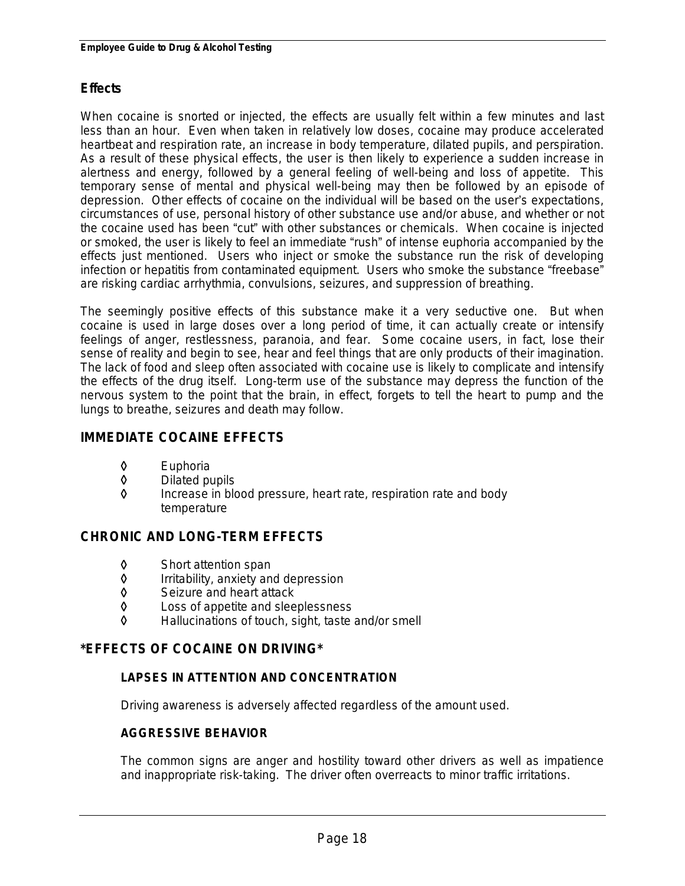## Effects

When cocaine is snorted or injected, the effects are usually felt within a few minutes and last less than an hour. Even when taken in relatively low doses, cocaine may produce accelerated heartbeat and respiration rate, an increase in body temperature, dilated pupils, and perspiration. As a result of these physical effects, the user is then likely to experience a sudden increase in alertness and energy, followed by a general feeling of well-being and loss of appetite. This temporary sense of mental and physical well-being may then be followed by an episode of depression. Other effects of cocaine on the individual will be based on the user's expectations, circumstances of use, personal history of other substance use and/or abuse, and whether or not the cocaine used has been "cut" with other substances or chemicals. When cocaine is injected or smoked, the user is likely to feel an immediate "rush" of intense euphoria accompanied by the effects just mentioned. Users who inject or smoke the substance run the risk of developing infection or hepatitis from contaminated equipment. Users who smoke the substance "freebase" are risking cardiac arrhythmia, convulsions, seizures, and suppression of breathing.

The seemingly positive effects of this substance make it a very seductive one. But when cocaine is used in large doses over a long period of time, it can actually create or intensify feelings of anger, restlessness, paranoia, and fear. Some cocaine users, in fact, lose their sense of reality and begin to see, hear and feel things that are only products of their imagination. The lack of food and sleep often associated with cocaine use is likely to complicate and intensify the effects of the drug itself. Long-term use of the substance may depress the function of the nervous system to the point that the brain, in effect, forgets to tell the heart to pump and the lungs to breathe, seizures and death may follow.

## IMMEDIATE COCAINE EFFECTS

- Euphoria
- Dilated pupils
- Increase in blood pressure, heart rate, respiration rate and body temperature

## CHRONIC AND LONG-TERM EFFECTS

- Short attention span
- Irritability, anxiety and depression
- Seizure and heart attack
- Loss of appetite and sleeplessness
- Hallucinations of touch, sight, taste and/or smell

## *EFFECTS OF COCAINE ON DRIVING*

### LAPSES IN ATTENTION AND CONCENTRATION

Driving awareness is adversely affected regardless of the amount used.

### AGGRESSIVE BEHAVIOR

The common signs are anger and hostility toward other drivers as well as impatience and inappropriate risk-taking. The driver often overreacts to minor traffic irritations.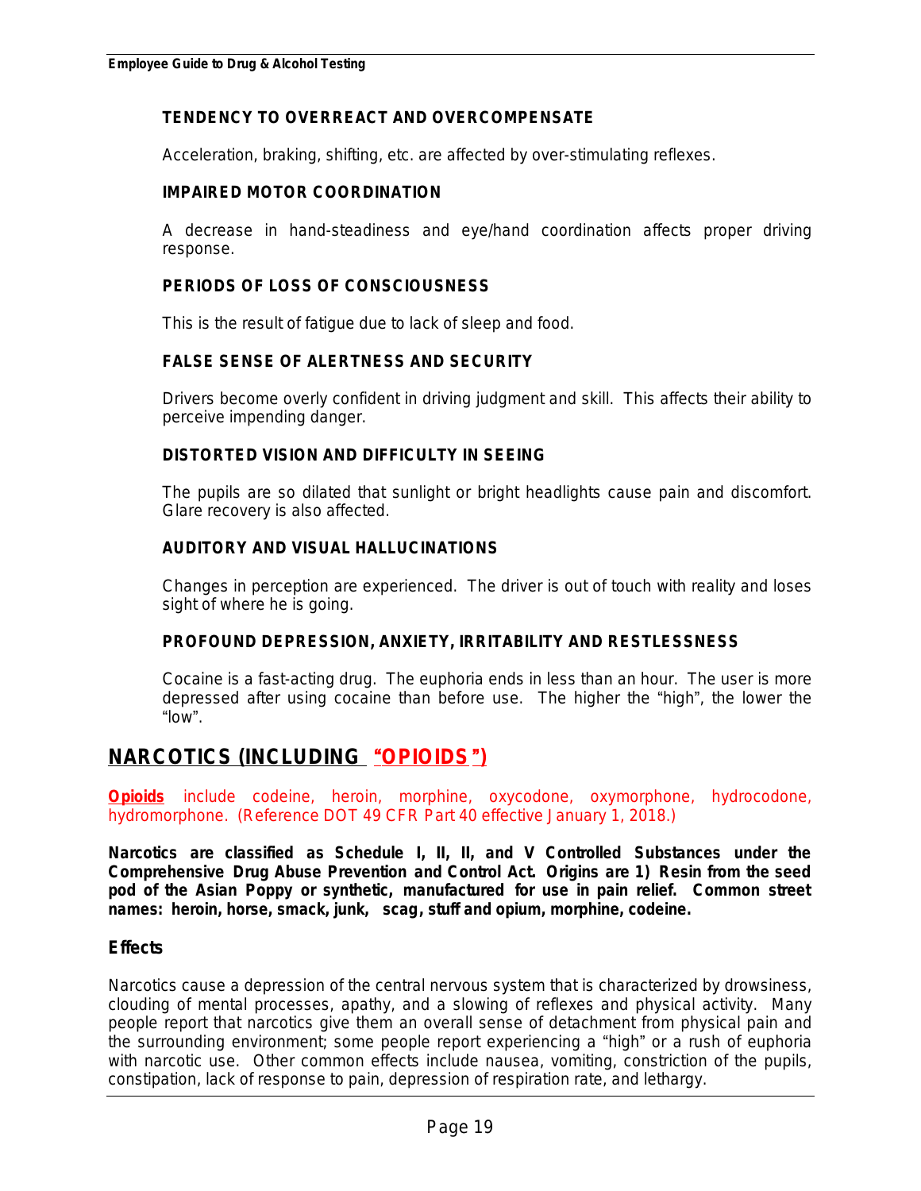**TENDENCY TO OVERREACT AND OVERCOMPENSATE**

Acceleration, braking, shifting, etc. are affected by over-stimulating reflexes.

**IMPAIRED MOTOR COORDINATION**

A decrease in hand-steadiness and eye/hand coordination affects proper driving response.

**PERIODS OF LOSS OF CONSCIOUSNESS**

This is the result of fatigue due to lack of sleep and food.

**FALSE SENSE OF ALERTNESS AND SECURITY**

Drivers become overly confident in driving judgment and skill. This affects their ability to perceive impending danger.

**DISTORTED VISION AND DIFFICULTY IN SEEING**

The pupils are so dilated that sunlight or bright headlights cause pain and discomfort. Glare recovery is also affected.

**AUDITORY AND VISUAL HALLUCINATIONS**

Changes in perception are experienced. The driver is out of touch with reality and loses sight of where he is going.

**PROFOUND DEPRESSION, ANXIETY, IRRITABILITY AND RESTLESSNESS**

Cocaine is a fast-acting drug. The euphoria ends in less than an hour. The user is more depressed after using cocaine than before use. The higher the "high", the lower the "low".

## NARCOTICS (INCLUDING "OPIOIDS")

**Opioids** include codeine, heroin, morphine, oxycodone, oxymorphone, hydrocodone, hydromorphone. (Reference DOT 49 CFR Part 40 effective January 1, 2018.)

**Narcotics are classified as Schedule I, II, II, and V Controlled Substances under the Comprehensive Drug Abuse Prevention and Control Act. Origins are 1) Resin from the seed pod of the Asian Poppy or synthetic, manufactured for use in pain relief. Common street names: heroin, horse, smack, junk, scag, stuff and opium, morphine, codeine.**

### Effects

Narcotics cause a depression of the central nervous system that is characterized by drowsiness, clouding of mental processes, apathy, and a slowing of reflexes and physical activity. Many people report that narcotics give them an overall sense of detachment from physical pain and the surrounding environment; some people report experiencing a "high" or a rush of euphoria with narcotic use. Other common effects include nausea, vomiting, constriction of the pupils, constipation, lack of response to pain, depression of respiration rate, and lethargy.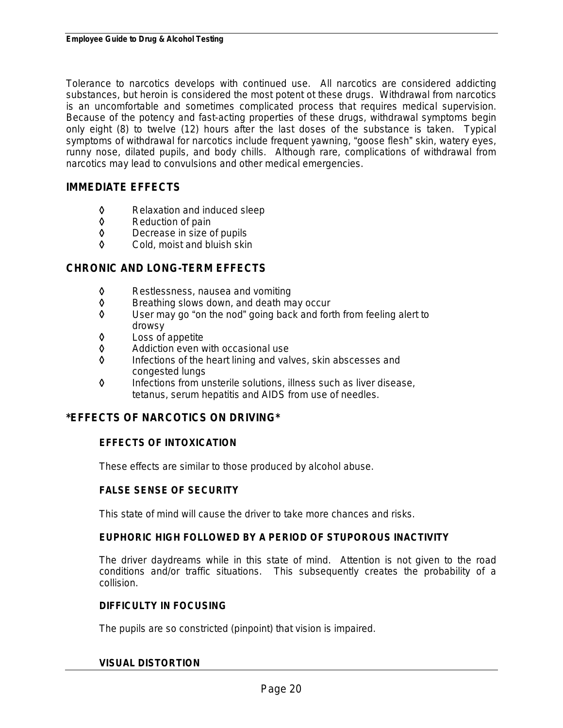Tolerance to narcotics develops with continued use. All narcotics are considered addicting substances, but heroin is considered the most potent ot these drugs. Withdrawal from narcotics is an uncomfortable and sometimes complicated process that requires medical supervision. Because of the potency and fast-acting properties of these drugs, withdrawal symptoms begin only eight (8) to twelve (12) hours after the last doses of the substance is taken. Typical symptoms of withdrawal for narcotics include frequent yawning, "goose flesh" skin, watery eyes, runny nose, dilated pupils, and body chills. Although rare, complications of withdrawal from narcotics may lead to convulsions and other medical emergencies.

## IMMEDIATE EFFECTS

- Relaxation and induced sleep
- Reduction of pain
- Decrease in size of pupils
- Cold, moist and bluish skin

## CHRONIC AND LONG-TERM EFFECTS

- Restlessness, nausea and vomiting
- Breathing slows down, and death may occur
- User may go "on the nod" going back and forth from feeling alert to drowsy
- Loss of appetite
- Addiction even with occasional use
- Infections of the heart lining and valves, skin abscesses and congested lungs
- Infections from unsterile solutions, illness such as liver disease, tetanus, serum hepatitis and AIDS from use of needles.

## *EFFECTS OF NARCOTICS ON DRIVING*

### EFFECTS OF INTOXICATION

These effects are similar to those produced by alcohol abuse.

### FALSE SENSE OF SECURITY

This state of mind will cause the driver to take more chances and risks.

### EUPHORIC HIGH FOLLOWED BY A PERIOD OF STUPOROUS INACTIVITY

The driver daydreams while in this state of mind. Attention is not given to the road conditions and/or traffic situations. This subsequently creates the probability of a collision.

### DIFFICULTY IN FOCUSING

The pupils are so constricted (pinpoint) that vision is impaired.

### VISUAL DISTORTION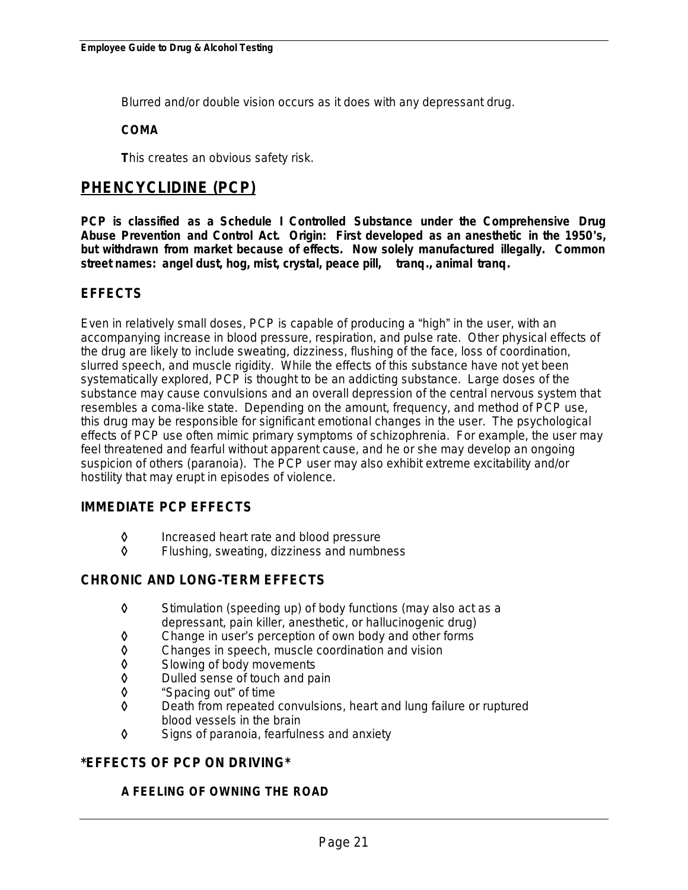Blurred and/or double vision occurs as it does with any depressant drug.

**COMA**

**T**his creates an obvious safety risk.

## PHENCYCLIDINE (PCP)

**PCP is classified as a Schedule I Controlled Substance under the Comprehensive Drug Abuse Prevention and Control Act. Origin: First developed as an anesthetic in the 1950's, but withdrawn from market because of effects. Now solely manufactured illegally. Common street names: angel dust, hog, mist, crystal, peace pill, tranq., animal tranq.**

### EFFECTS

Even in relatively small doses, PCP is capable of producing a "high" in the user, with an accompanying increase in blood pressure, respiration, and pulse rate. Other physical effects of the drug are likely to include sweating, dizziness, flushing of the face, loss of coordination, slurred speech, and muscle rigidity. While the effects of this substance have not yet been systematically explored, PCP is thought to be an addicting substance. Large doses of the substance may cause convulsions and an overall depression of the central nervous system that resembles a coma-like state. Depending on the amount, frequency, and method of PCP use, this drug may be responsible for significant emotional changes in the user. The psychological effects of PCP use often mimic primary symptoms of schizophrenia. For example, the user may feel threatened and fearful without apparent cause, and he or she may develop an ongoing suspicion of others (paranoia). The PCP user may also exhibit extreme excitability and/or hostility that may erupt in episodes of violence.

### IMMEDIATE PCP EFFECTS

- Increased heart rate and blood pressure
- Flushing, sweating, dizziness and numbness

### CHRONIC AND LONG-TERM EFFECTS

- Stimulation (speeding up) of body functions (may also act as a depressant, pain killer, anesthetic, or hallucinogenic drug)
- Change in user's perception of own body and other forms
- Changes in speech, muscle coordination and vision
- Slowing of body movements
- Dulled sense of touch and pain
- "Spacing out" of time
- Death from repeated convulsions, heart and lung failure or ruptured blood vessels in the brain
- Signs of paranoia, fearfulness and anxiety

### *EFFECTS OF PCP ON DRIVING*

**A FEELING OF OWNING THE ROAD**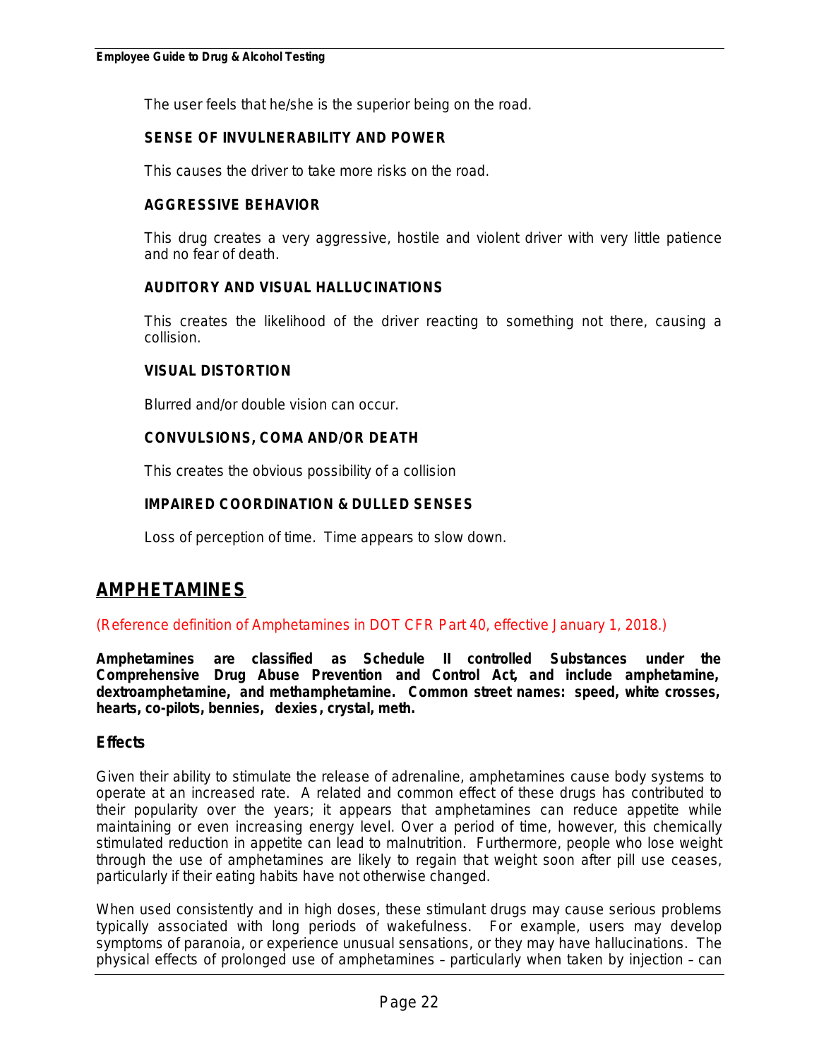The user feels that he/she is the superior being on the road.

**SENSE OF INVULNERABILITY AND POWER**

This causes the driver to take more risks on the road.

**AGGRESSIVE BEHAVIOR**

This drug creates a very aggressive, hostile and violent driver with very little patience and no fear of death.

**AUDITORY AND VISUAL HALLUCINATIONS**

This creates the likelihood of the driver reacting to something not there, causing a collision.

**VISUAL DISTORTION**

Blurred and/or double vision can occur.

**CONVULSIONS, COMA AND/OR DEATH**

This creates the obvious possibility of a collision

**IMPAIRED COORDINATION & DULLED SENSES**

Loss of perception of time. Time appears to slow down.

## AMPHETAMINES

(Reference definition of Amphetamines in DOT CFR Part 40, effective January 1, 2018.)

**Amphetamines are classified as Schedule II controlled Substances under the Comprehensive Drug Abuse Prevention and Control Act, and include amphetamine, dextroamphetamine, and methamphetamine. Common street names: speed, white crosses, hearts, co-pilots, bennies, dexies, crystal, meth.**

### Effects

Given their ability to stimulate the release of adrenaline, amphetamines cause body systems to operate at an increased rate. A related and common effect of these drugs has contributed to their popularity over the years; it appears that amphetamines can reduce appetite while maintaining or even increasing energy level. Over a period of time, however, this chemically stimulated reduction in appetite can lead to malnutrition. Furthermore, people who lose weight through the use of amphetamines are likely to regain that weight soon after pill use ceases, particularly if their eating habits have not otherwise changed.

When used consistently and in high doses, these stimulant drugs may cause serious problems typically associated with long periods of wakefulness. For example, users may develop symptoms of paranoia, or experience unusual sensations, or they may have hallucinations. The physical effects of prolonged use of amphetamines – particularly when taken by injection – can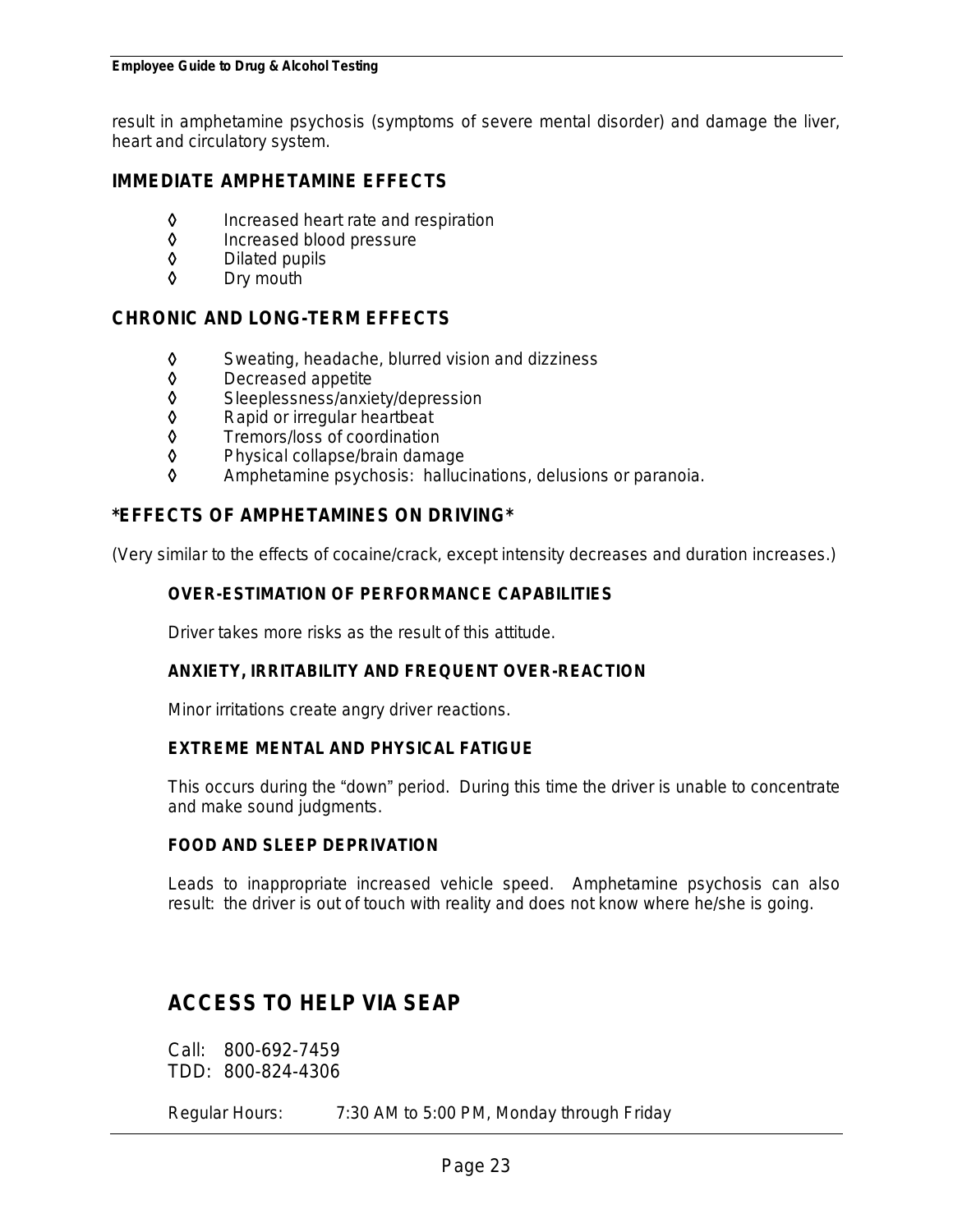result in amphetamine psychosis (symptoms of severe mental disorder) and damage the liver, heart and circulatory system.

### IMMEDIATE AMPHETAMINE EFFECTS

- Increased heart rate and respiration
- Increased blood pressure
- Dilated pupils
- Dry mouth

### CHRONIC AND LONG-TERM EFFECTS

- Sweating, headache, blurred vision and dizziness
- Decreased appetite
- Sleeplessness/anxiety/depression
- Rapid or irregular heartbeat
- Tremors/loss of coordination
- Physical collapse/brain damage
- Amphetamine psychosis: hallucinations, delusions or paranoia.

### *EFFECTS OF AMPHETAMINES ON DRIVING*

(Very similar to the effects of cocaine/crack, except intensity decreases and duration increases.)

#### OVER-ESTIMATION OF PERFORMANCE CAPABILITIES

Driver takes more risks as the result of this attitude.

#### ANXIETY, IRRITABILITY AND FREQUENT OVER-REACTION

Minor irritations create angry driver reactions.

#### EXTREME MENTAL AND PHYSICAL FATIGUE

This occurs during the "down" period. During this time the driver is unable to concentrate and make sound judgments.

#### FOOD AND SLEEP DEPRIVATION

Leads to inappropriate increased vehicle speed. Amphetamine psychosis can also result: the driver is out of touch with reality and does not know where he/she is going.

## ACCESS TO HELP VIA SEAP

Call: 800-692-7459
TDD: 800-824-4306

Regular Hours: 7:30 AM to 5:00 PM, Monday through Friday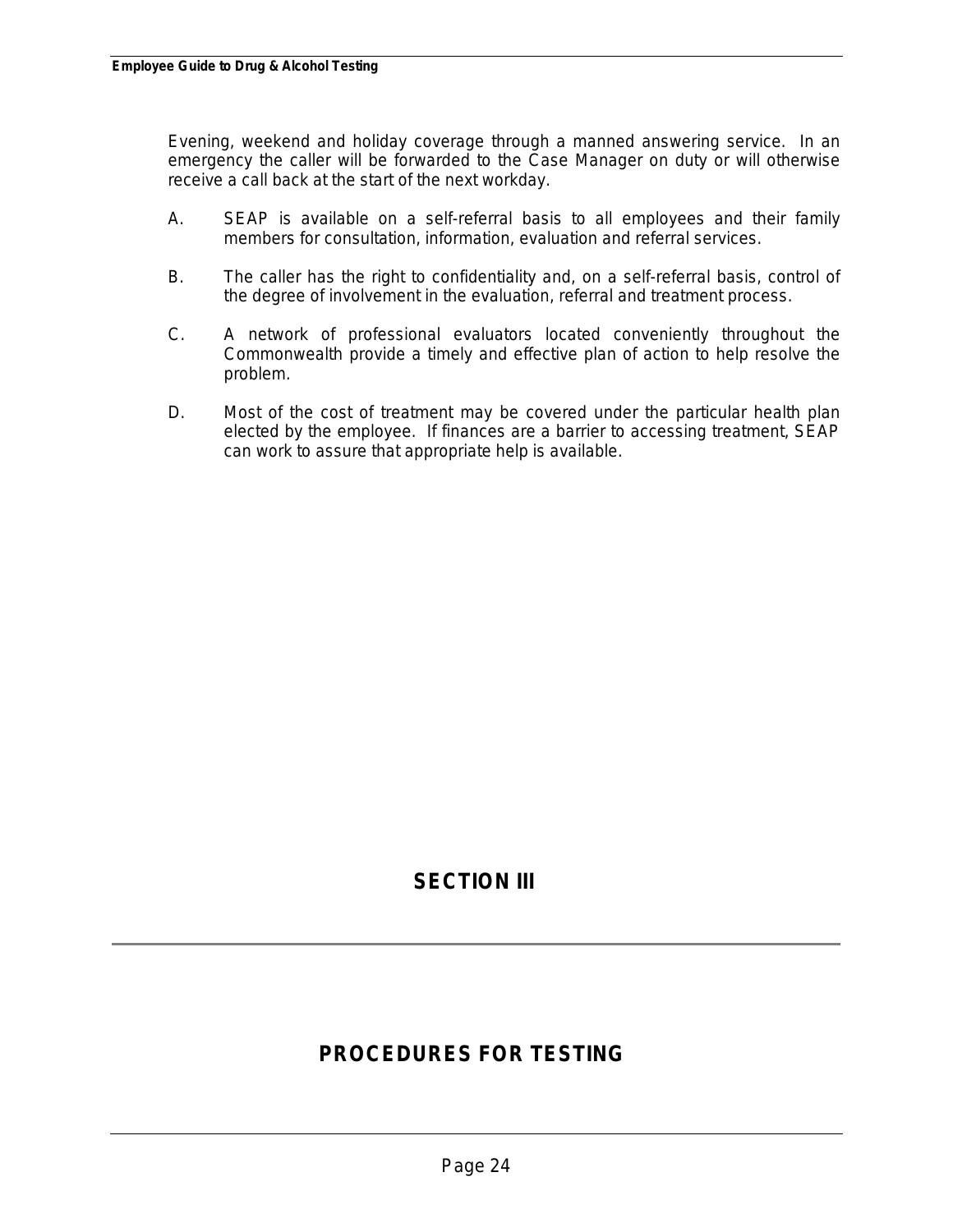Evening, weekend and holiday coverage through a manned answering service. In an emergency the caller will be forwarded to the Case Manager on duty or will otherwise receive a call back at the start of the next workday.

A. SEAP is available on a self-referral basis to all employees and their family members for consultation, information, evaluation and referral services.

B. The caller has the right to confidentiality and, on a self-referral basis, control of the degree of involvement in the evaluation, referral and treatment process.

C. A network of professional evaluators located conveniently throughout the Commonwealth provide a timely and effective plan of action to help resolve the problem.

D. Most of the cost of treatment may be covered under the particular health plan elected by the employee. If finances are a barrier to accessing treatment, SEAP can work to assure that appropriate help is available.

# SECTION III

---

# PROCEDURES FOR TESTING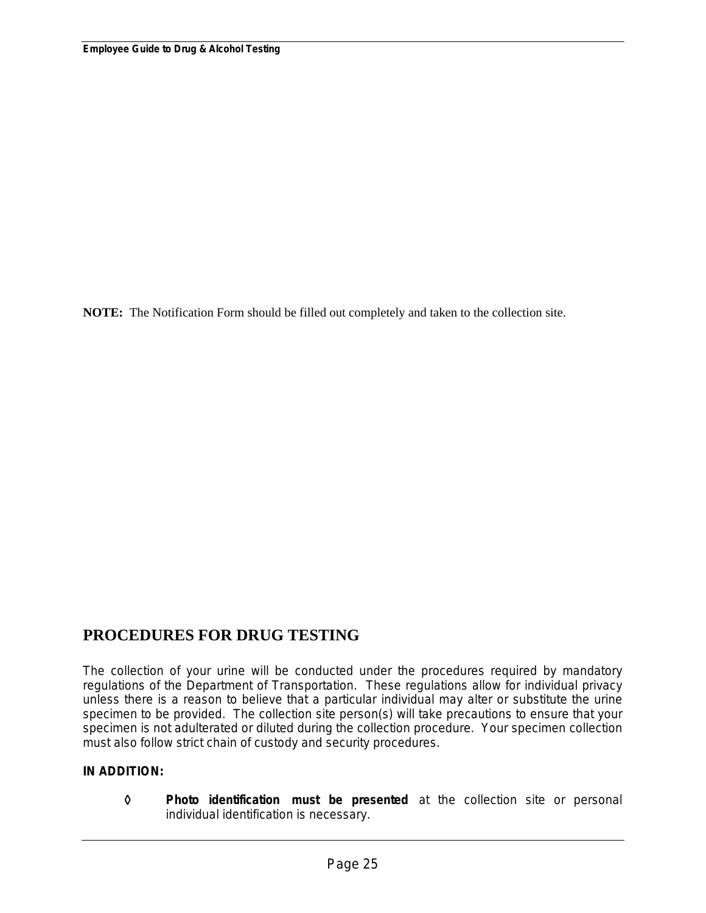**NOTE:** The Notification Form should be filled out completely and taken to the collection site.

## PROCEDURES FOR DRUG TESTING

The collection of your urine will be conducted under the procedures required by mandatory regulations of the Department of Transportation. These regulations allow for individual privacy unless there is a reason to believe that a particular individual may alter or substitute the urine specimen to be provided. The collection site person(s) will take precautions to ensure that your specimen is not adulterated or diluted during the collection procedure. Your specimen collection must also follow strict chain of custody and security procedures.

**IN ADDITION:**

- ◊ **Photo identification must be presented** at the collection site or personal individual identification is necessary.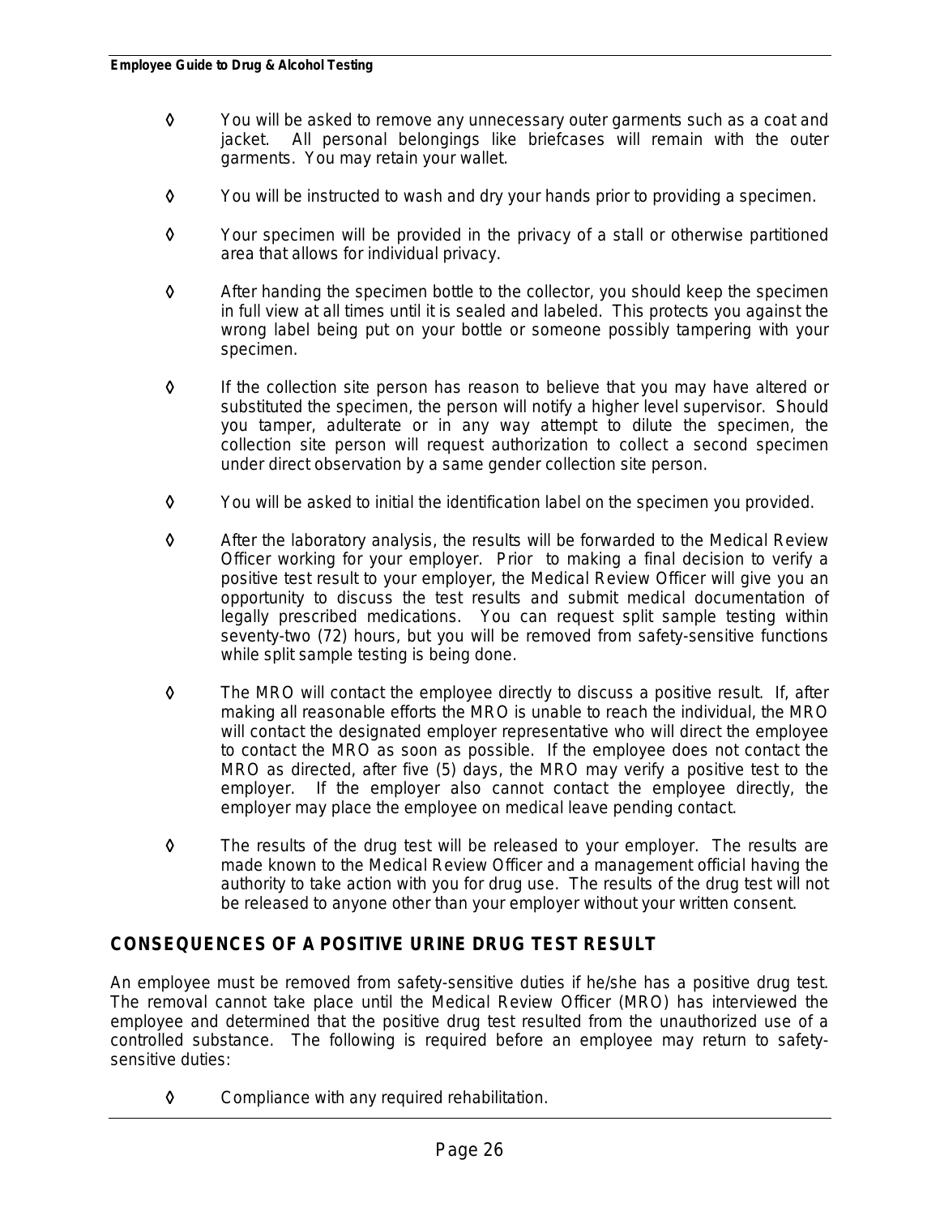- You will be asked to remove any unnecessary outer garments such as a coat and jacket. All personal belongings like briefcases will remain with the outer garments. You may retain your wallet.

- You will be instructed to wash and dry your hands prior to providing a specimen.

- Your specimen will be provided in the privacy of a stall or otherwise partitioned area that allows for individual privacy.

- After handing the specimen bottle to the collector, you should keep the specimen in full view at all times until it is sealed and labeled. This protects you against the wrong label being put on your bottle or someone possibly tampering with your specimen.

- If the collection site person has reason to believe that you may have altered or substituted the specimen, the person will notify a higher level supervisor. Should you tamper, adulterate or in any way attempt to dilute the specimen, the collection site person will request authorization to collect a second specimen under direct observation by a same gender collection site person.

- You will be asked to initial the identification label on the specimen you provided.

- After the laboratory analysis, the results will be forwarded to the Medical Review Officer working for your employer. Prior to making a final decision to verify a positive test result to your employer, the Medical Review Officer will give you an opportunity to discuss the test results and submit medical documentation of legally prescribed medications. You can request split sample testing within seventy-two (72) hours, but you will be removed from safety-sensitive functions while split sample testing is being done.

- The MRO will contact the employee directly to discuss a positive result. If, after making all reasonable efforts the MRO is unable to reach the individual, the MRO will contact the designated employer representative who will direct the employee to contact the MRO as soon as possible. If the employee does not contact the MRO as directed, after five (5) days, the MRO may verify a positive test to the employer. If the employer also cannot contact the employee directly, the employer may place the employee on medical leave pending contact.

- The results of the drug test will be released to your employer. The results are made known to the Medical Review Officer and a management official having the authority to take action with you for drug use. The results of the drug test will not be released to anyone other than your employer without your written consent.

## CONSEQUENCES OF A POSITIVE URINE DRUG TEST RESULT

An employee must be removed from safety-sensitive duties if he/she has a positive drug test. The removal cannot take place until the Medical Review Officer (MRO) has interviewed the employee and determined that the positive drug test resulted from the unauthorized use of a controlled substance. The following is required before an employee may return to safety-sensitive duties:

- Compliance with any required rehabilitation.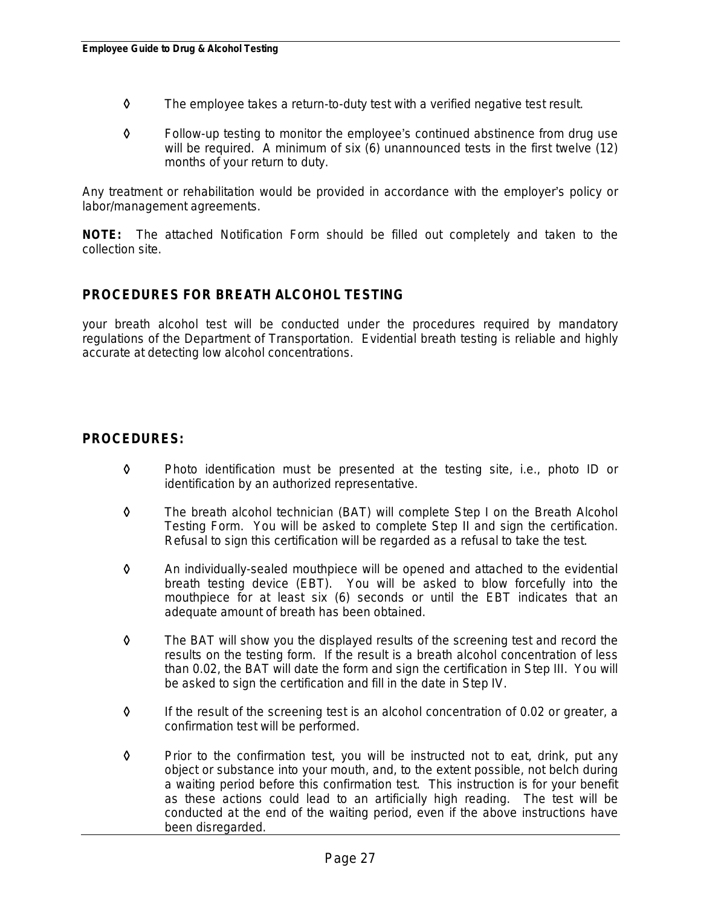- The employee takes a return-to-duty test with a verified negative test result.
- Follow-up testing to monitor the employee's continued abstinence from drug use will be required. A minimum of six (6) unannounced tests in the first twelve (12) months of your return to duty.

Any treatment or rehabilitation would be provided in accordance with the employer's policy or labor/management agreements.

**NOTE:** The attached Notification Form should be filled out completely and taken to the collection site.

## PROCEDURES FOR BREATH ALCOHOL TESTING

your breath alcohol test will be conducted under the procedures required by mandatory regulations of the Department of Transportation. Evidential breath testing is reliable and highly accurate at detecting low alcohol concentrations.

## PROCEDURES:

- Photo identification must be presented at the testing site, i.e., photo ID or identification by an authorized representative.
- The breath alcohol technician (BAT) will complete Step I on the Breath Alcohol Testing Form. You will be asked to complete Step II and sign the certification. Refusal to sign this certification will be regarded as a refusal to take the test.
- An individually-sealed mouthpiece will be opened and attached to the evidential breath testing device (EBT). You will be asked to blow forcefully into the mouthpiece for at least six (6) seconds or until the EBT indicates that an adequate amount of breath has been obtained.
- The BAT will show you the displayed results of the screening test and record the results on the testing form. If the result is a breath alcohol concentration of less than 0.02, the BAT will date the form and sign the certification in Step III. You will be asked to sign the certification and fill in the date in Step IV.
- If the result of the screening test is an alcohol concentration of 0.02 or greater, a confirmation test will be performed.
- Prior to the confirmation test, you will be instructed not to eat, drink, put any object or substance into your mouth, and, to the extent possible, not belch during a waiting period before this confirmation test. This instruction is for your benefit as these actions could lead to an artificially high reading. The test will be conducted at the end of the waiting period, even if the above instructions have been disregarded.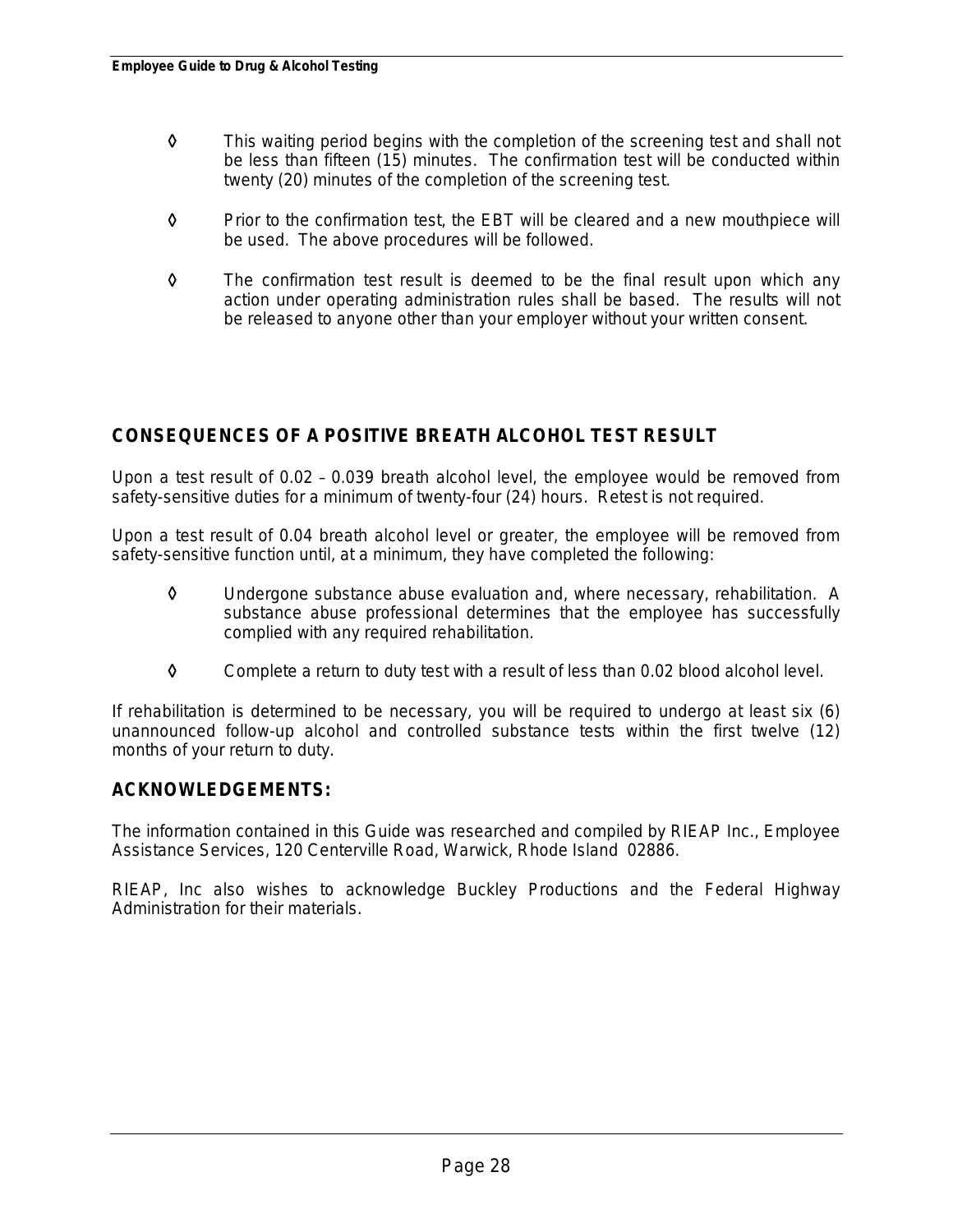- ◊ This waiting period begins with the completion of the screening test and shall not be less than fifteen (15) minutes. The confirmation test will be conducted within twenty (20) minutes of the completion of the screening test.

- ◊ Prior to the confirmation test, the EBT will be cleared and a new mouthpiece will be used. The above procedures will be followed.

- ◊ The confirmation test result is deemed to be the final result upon which any action under operating administration rules shall be based. The results will not be released to anyone other than your employer without your written consent.

## CONSEQUENCES OF A POSITIVE BREATH ALCOHOL TEST RESULT

Upon a test result of 0.02 – 0.039 breath alcohol level, the employee would be removed from safety-sensitive duties for a minimum of twenty-four (24) hours. Retest is not required.

Upon a test result of 0.04 breath alcohol level or greater, the employee will be removed from safety-sensitive function until, at a minimum, they have completed the following:

- ◊ Undergone substance abuse evaluation and, where necessary, rehabilitation. A substance abuse professional determines that the employee has successfully complied with any required rehabilitation.

- ◊ Complete a return to duty test with a result of less than 0.02 blood alcohol level.

If rehabilitation is determined to be necessary, you will be required to undergo at least six (6) unannounced follow-up alcohol and controlled substance tests within the first twelve (12) months of your return to duty.

## ACKNOWLEDGEMENTS:

The information contained in this Guide was researched and compiled by RIEAP Inc., Employee Assistance Services, 120 Centerville Road, Warwick, Rhode Island 02886.

RIEAP, Inc also wishes to acknowledge Buckley Productions and the Federal Highway Administration for their materials.